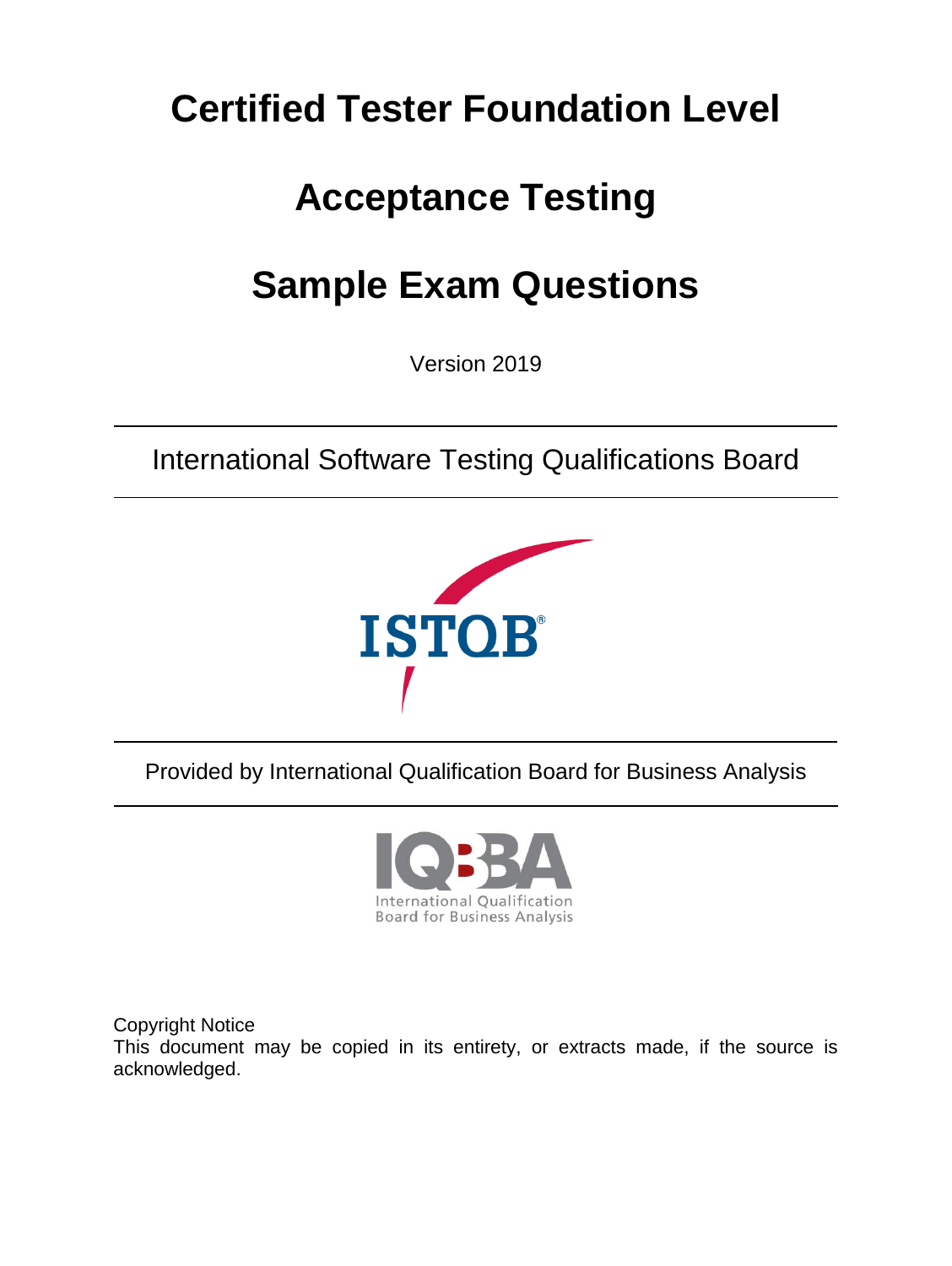# Certified Tester Foundation Level

# Acceptance Testing

# Sample Exam Questions

Version 2019

International Software Testing Qualifications Board

Provided by International Qualification Board for Business Analysis

Copyright Notice
This document may be copied in its entirety, or extracts made, if the source is acknowledged.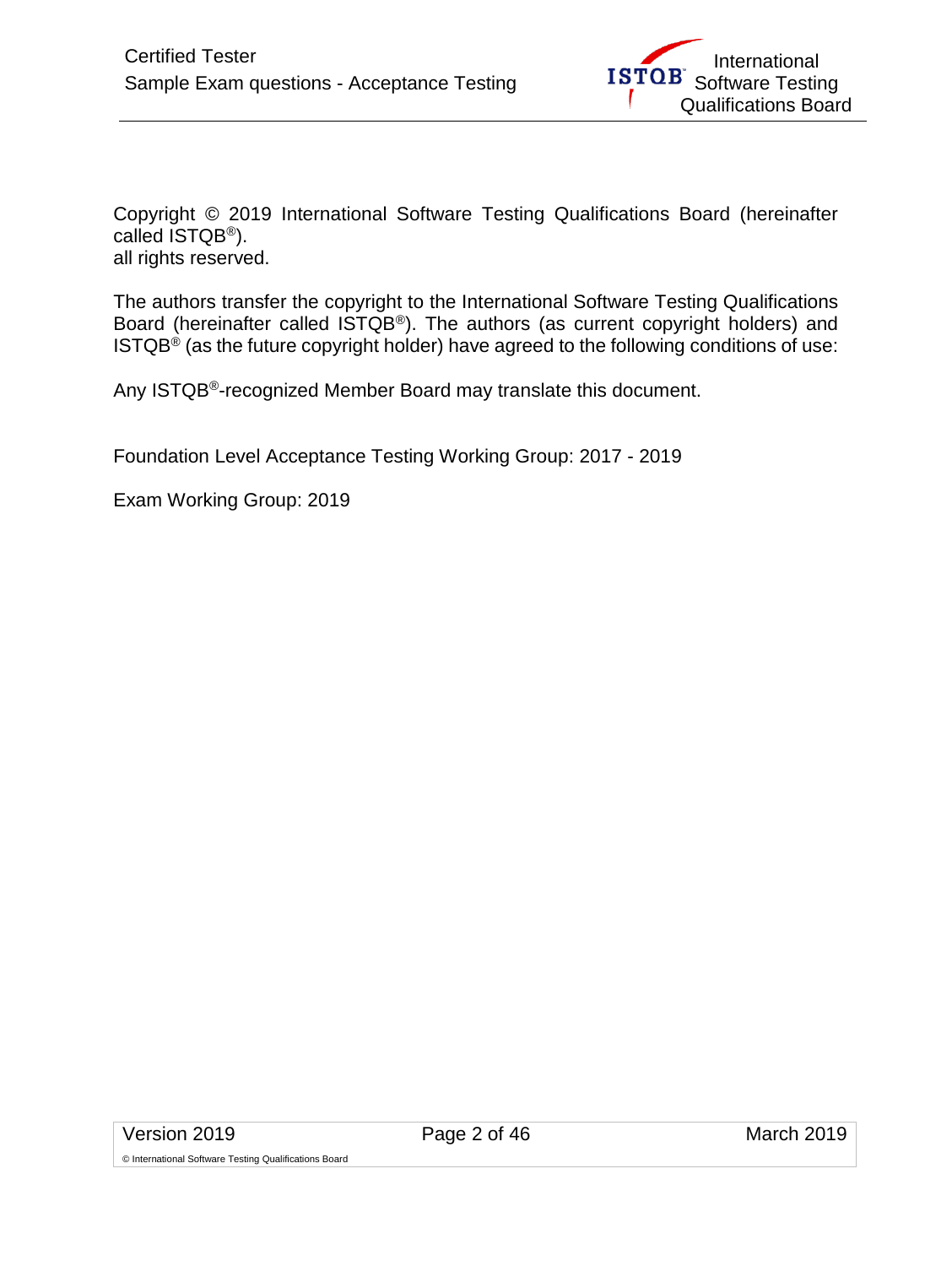Copyright © 2019 International Software Testing Qualifications Board (hereinafter called ISTQB®).
all rights reserved.

The authors transfer the copyright to the International Software Testing Qualifications Board (hereinafter called ISTQB®). The authors (as current copyright holders) and ISTQB® (as the future copyright holder) have agreed to the following conditions of use:

Any ISTQB®-recognized Member Board may translate this document.

Foundation Level Acceptance Testing Working Group: 2017 - 2019

Exam Working Group: 2019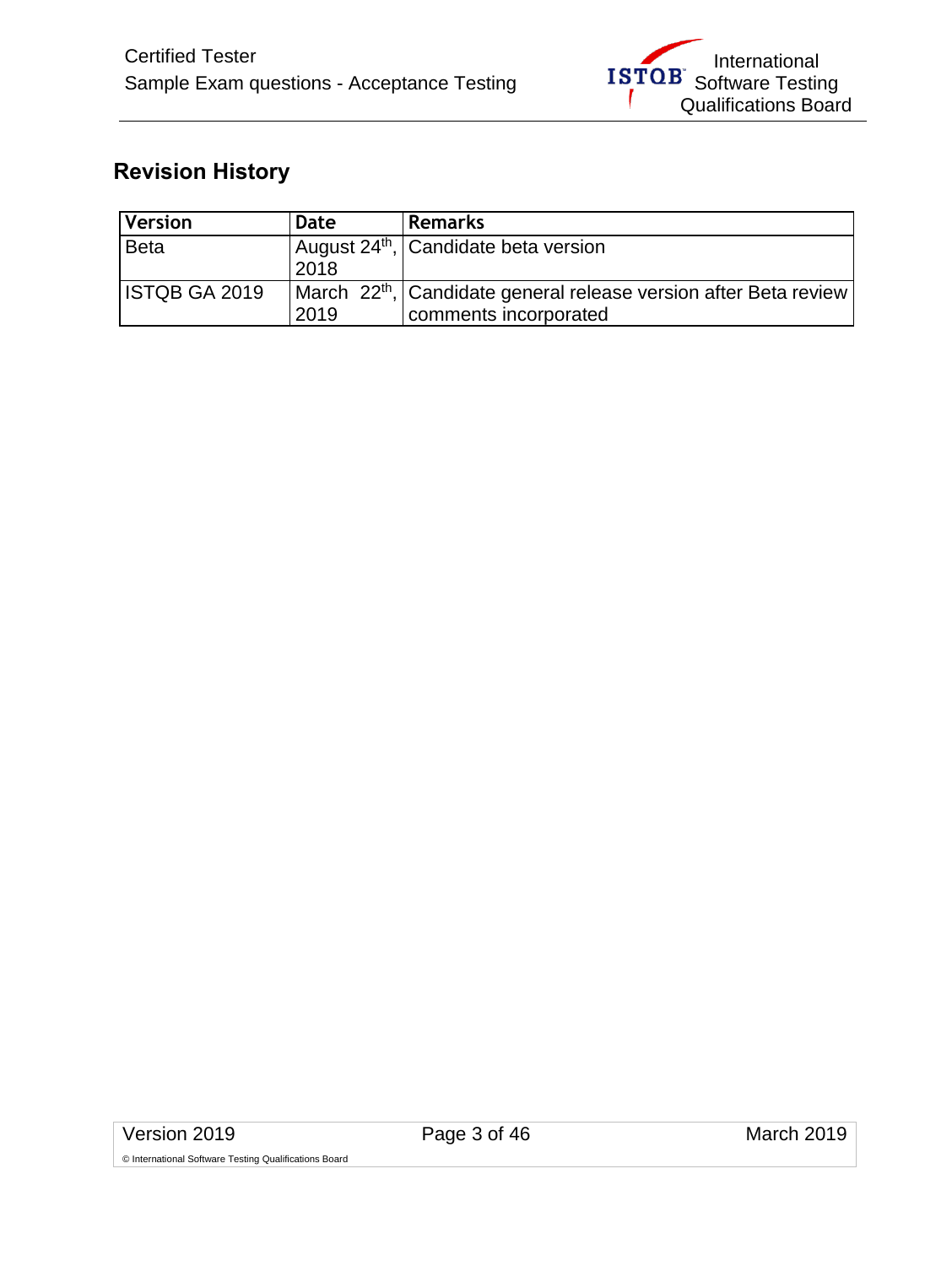## Revision History

| Version | Date | Remarks |
|---|---|---|
| Beta | August 24th, 2018 | Candidate beta version |
| ISTQB GA 2019 | March 22th, 2019 | Candidate general release version after Beta review comments incorporated |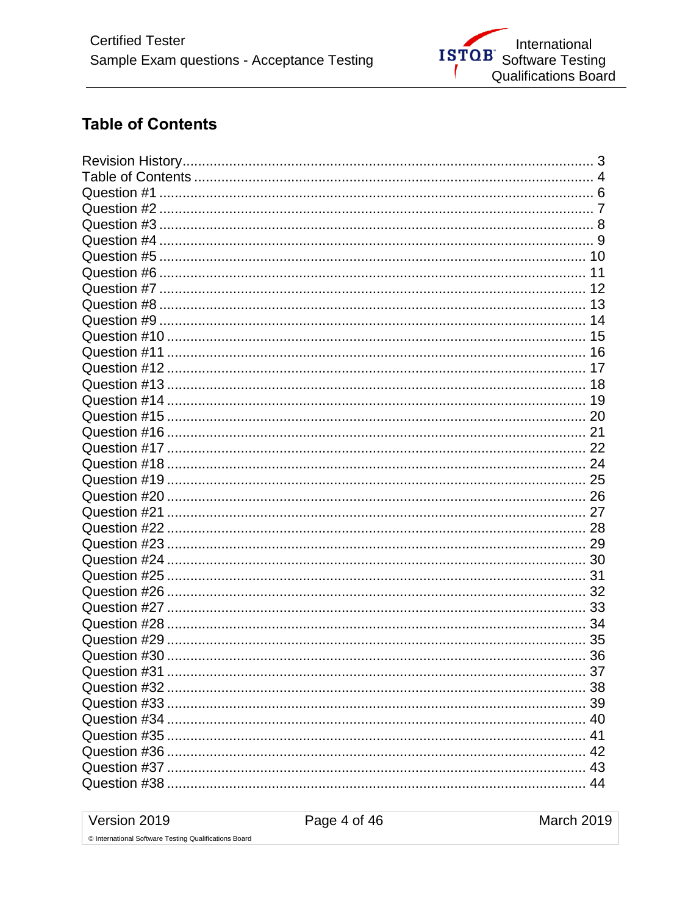## Table of Contents

Revision History ... 3
Table of Contents ... 4
Question #1 ... 6
Question #2 ... 7
Question #3 ... 8
Question #4 ... 9
Question #5 ... 10
Question #6 ... 11
Question #7 ... 12
Question #8 ... 13
Question #9 ... 14
Question #10 ... 15
Question #11 ... 16
Question #12 ... 17
Question #13 ... 18
Question #14 ... 19
Question #15 ... 20
Question #16 ... 21
Question #17 ... 22
Question #18 ... 24
Question #19 ... 25
Question #20 ... 26
Question #21 ... 27
Question #22 ... 28
Question #23 ... 29
Question #24 ... 30
Question #25 ... 31
Question #26 ... 32
Question #27 ... 33
Question #28 ... 34
Question #29 ... 35
Question #30 ... 36
Question #31 ... 37
Question #32 ... 38
Question #33 ... 39
Question #34 ... 40
Question #35 ... 41
Question #36 ... 42
Question #37 ... 43
Question #38 ... 44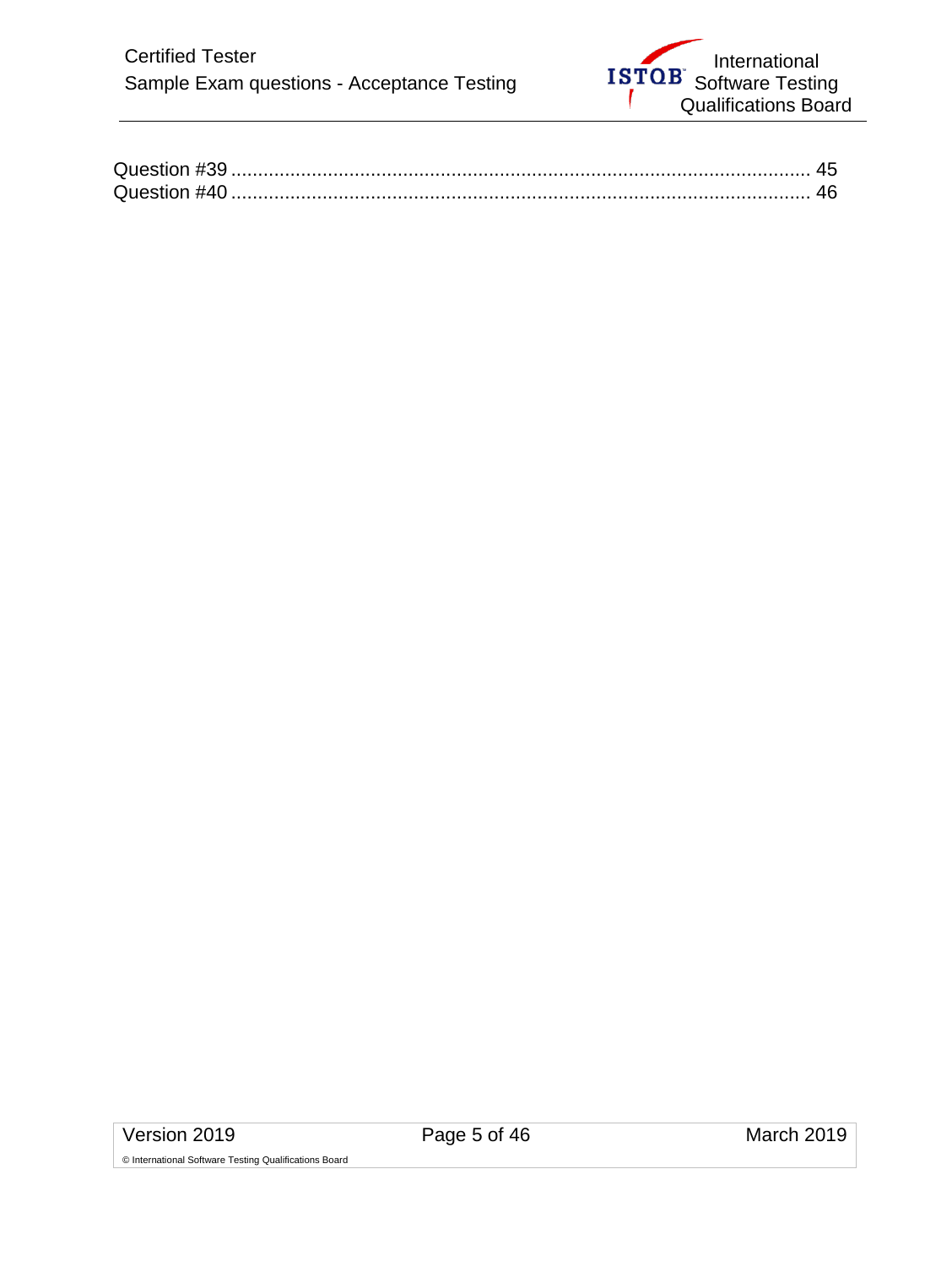Question #39 ........................................................................................................ 45
Question #40 ........................................................................................................ 46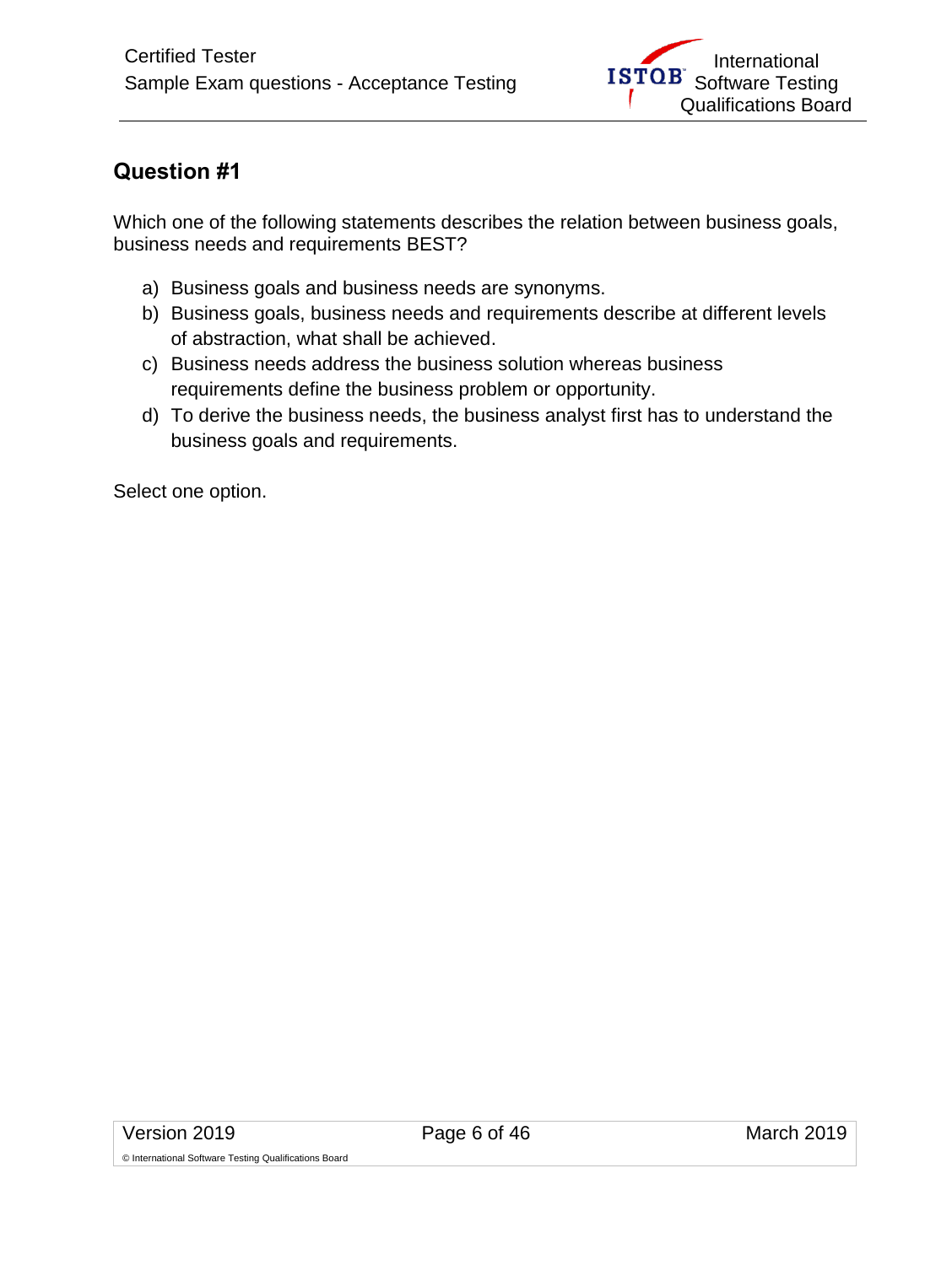## Question #1

Which one of the following statements describes the relation between business goals, business needs and requirements BEST?

a) Business goals and business needs are synonyms.
b) Business goals, business needs and requirements describe at different levels of abstraction, what shall be achieved.
c) Business needs address the business solution whereas business requirements define the business problem or opportunity.
d) To derive the business needs, the business analyst first has to understand the business goals and requirements.

Select one option.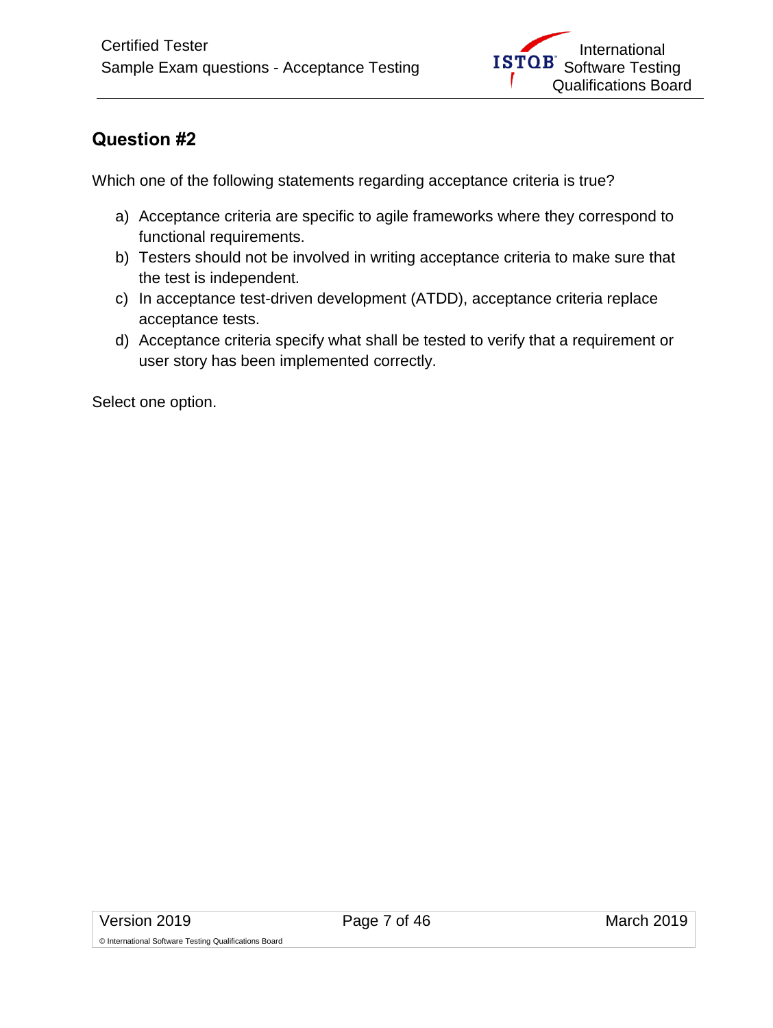## Question #2

Which one of the following statements regarding acceptance criteria is true?

a) Acceptance criteria are specific to agile frameworks where they correspond to functional requirements.
b) Testers should not be involved in writing acceptance criteria to make sure that the test is independent.
c) In acceptance test-driven development (ATDD), acceptance criteria replace acceptance tests.
d) Acceptance criteria specify what shall be tested to verify that a requirement or user story has been implemented correctly.

Select one option.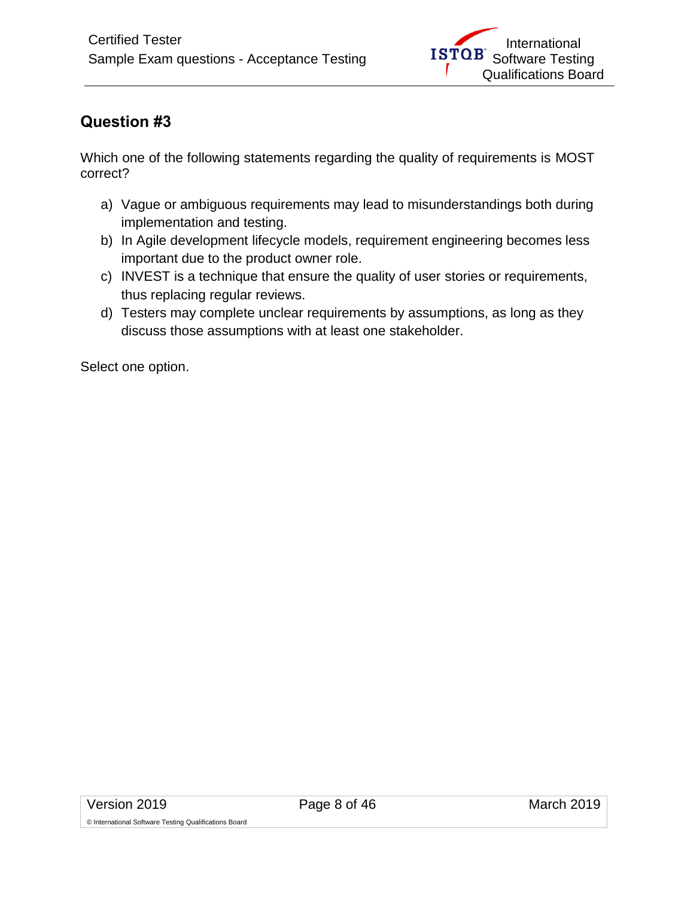## Question #3

Which one of the following statements regarding the quality of requirements is MOST correct?

a) Vague or ambiguous requirements may lead to misunderstandings both during implementation and testing.
b) In Agile development lifecycle models, requirement engineering becomes less important due to the product owner role.
c) INVEST is a technique that ensure the quality of user stories or requirements, thus replacing regular reviews.
d) Testers may complete unclear requirements by assumptions, as long as they discuss those assumptions with at least one stakeholder.

Select one option.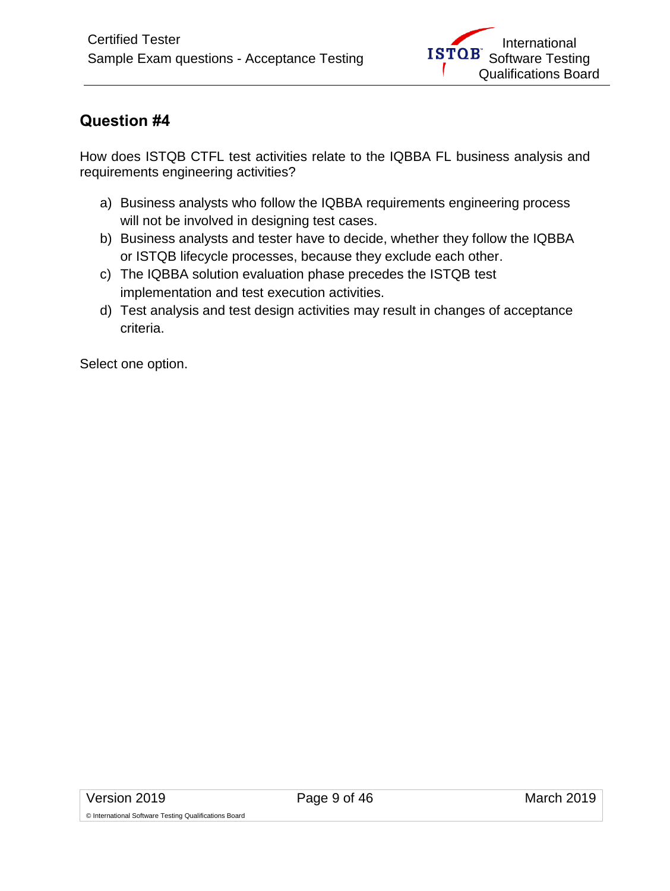## Question #4

How does ISTQB CTFL test activities relate to the IQBBA FL business analysis and requirements engineering activities?

a) Business analysts who follow the IQBBA requirements engineering process will not be involved in designing test cases.
b) Business analysts and tester have to decide, whether they follow the IQBBA or ISTQB lifecycle processes, because they exclude each other.
c) The IQBBA solution evaluation phase precedes the ISTQB test implementation and test execution activities.
d) Test analysis and test design activities may result in changes of acceptance criteria.

Select one option.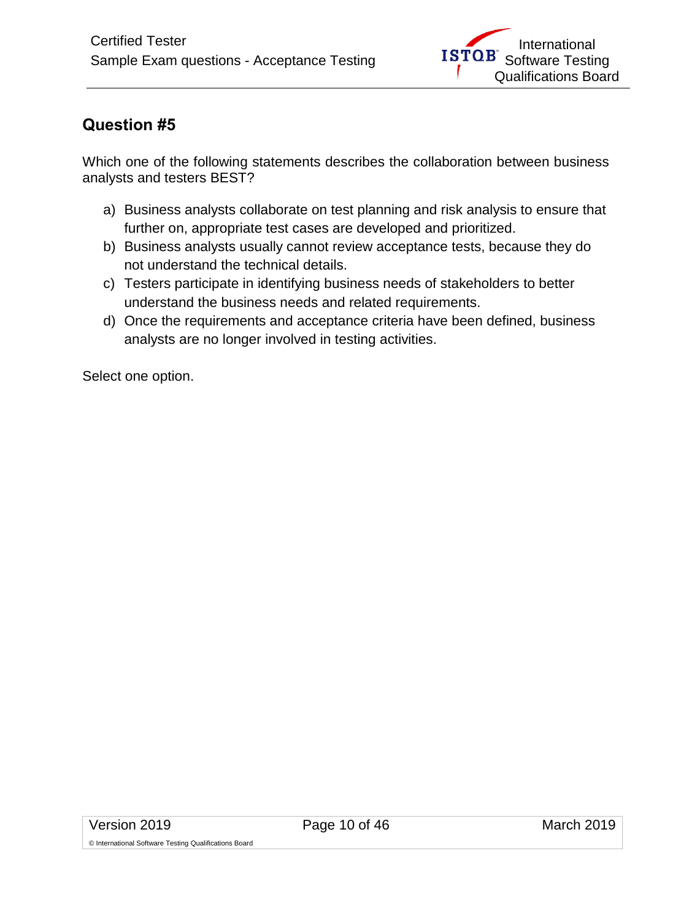## Question #5

Which one of the following statements describes the collaboration between business analysts and testers BEST?

a) Business analysts collaborate on test planning and risk analysis to ensure that further on, appropriate test cases are developed and prioritized.
b) Business analysts usually cannot review acceptance tests, because they do not understand the technical details.
c) Testers participate in identifying business needs of stakeholders to better understand the business needs and related requirements.
d) Once the requirements and acceptance criteria have been defined, business analysts are no longer involved in testing activities.

Select one option.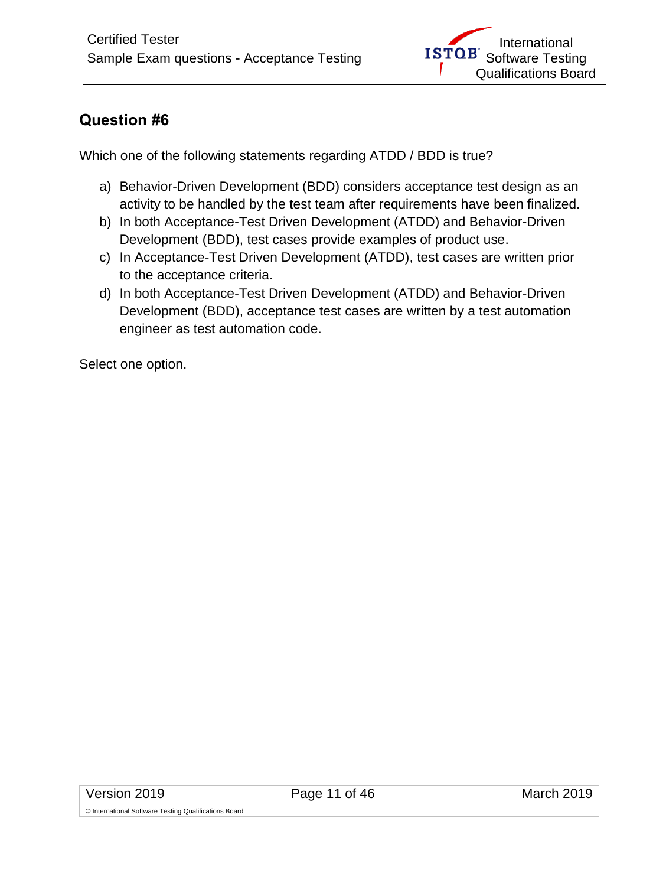## Question #6

Which one of the following statements regarding ATDD / BDD is true?

a) Behavior-Driven Development (BDD) considers acceptance test design as an activity to be handled by the test team after requirements have been finalized.
b) In both Acceptance-Test Driven Development (ATDD) and Behavior-Driven Development (BDD), test cases provide examples of product use.
c) In Acceptance-Test Driven Development (ATDD), test cases are written prior to the acceptance criteria.
d) In both Acceptance-Test Driven Development (ATDD) and Behavior-Driven Development (BDD), acceptance test cases are written by a test automation engineer as test automation code.

Select one option.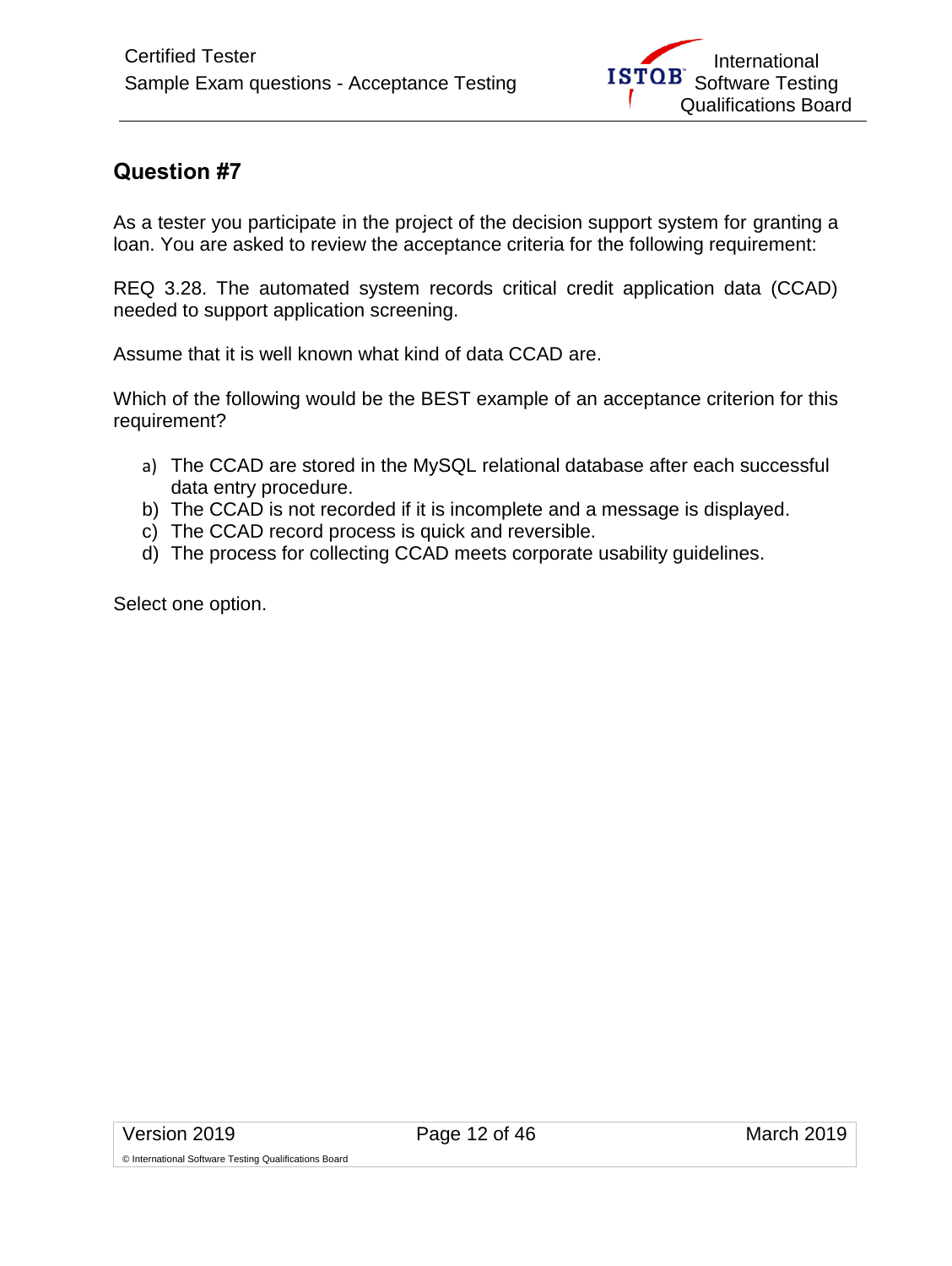## Question #7

As a tester you participate in the project of the decision support system for granting a loan. You are asked to review the acceptance criteria for the following requirement:

REQ 3.28. The automated system records critical credit application data (CCAD) needed to support application screening.

Assume that it is well known what kind of data CCAD are.

Which of the following would be the BEST example of an acceptance criterion for this requirement?

a) The CCAD are stored in the MySQL relational database after each successful data entry procedure.
b) The CCAD is not recorded if it is incomplete and a message is displayed.
c) The CCAD record process is quick and reversible.
d) The process for collecting CCAD meets corporate usability guidelines.

Select one option.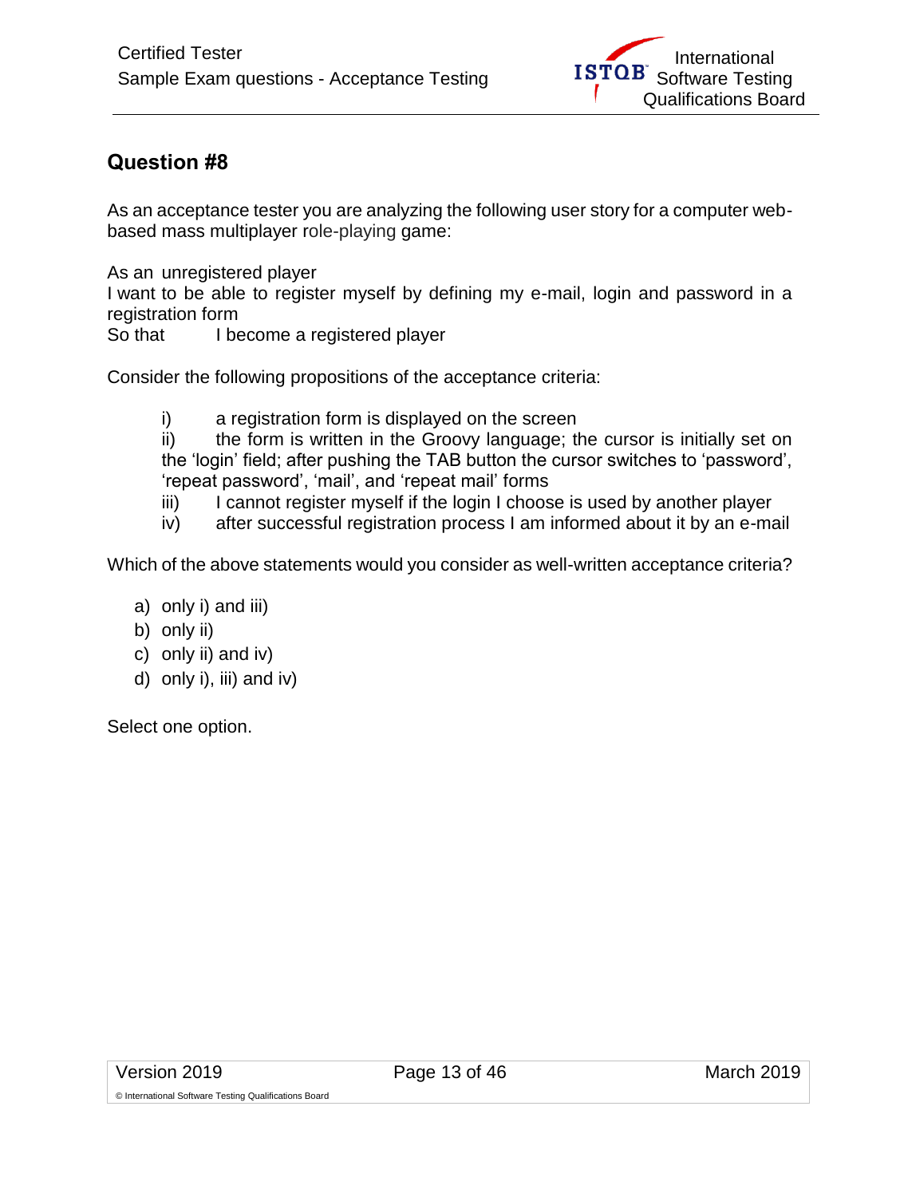## Question #8

As an acceptance tester you are analyzing the following user story for a computer web-based mass multiplayer role-playing game:

As an unregistered player
I want to be able to register myself by defining my e-mail, login and password in a registration form
So that I become a registered player

Consider the following propositions of the acceptance criteria:

i) a registration form is displayed on the screen
ii) the form is written in the Groovy language; the cursor is initially set on the 'login' field; after pushing the TAB button the cursor switches to 'password', 'repeat password', 'mail', and 'repeat mail' forms
iii) I cannot register myself if the login I choose is used by another player
iv) after successful registration process I am informed about it by an e-mail

Which of the above statements would you consider as well-written acceptance criteria?

a) only i) and iii)
b) only ii)
c) only ii) and iv)
d) only i), iii) and iv)

Select one option.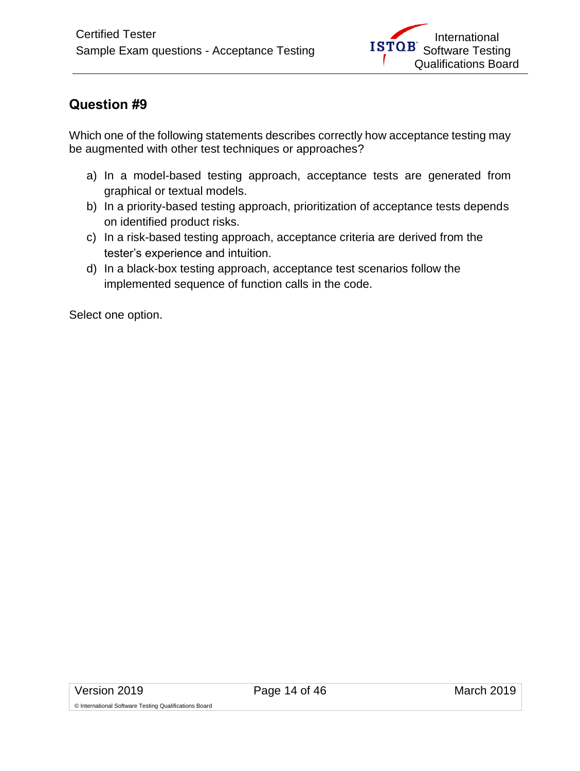## Question #9

Which one of the following statements describes correctly how acceptance testing may be augmented with other test techniques or approaches?

a) In a model-based testing approach, acceptance tests are generated from graphical or textual models.
b) In a priority-based testing approach, prioritization of acceptance tests depends on identified product risks.
c) In a risk-based testing approach, acceptance criteria are derived from the tester's experience and intuition.
d) In a black-box testing approach, acceptance test scenarios follow the implemented sequence of function calls in the code.

Select one option.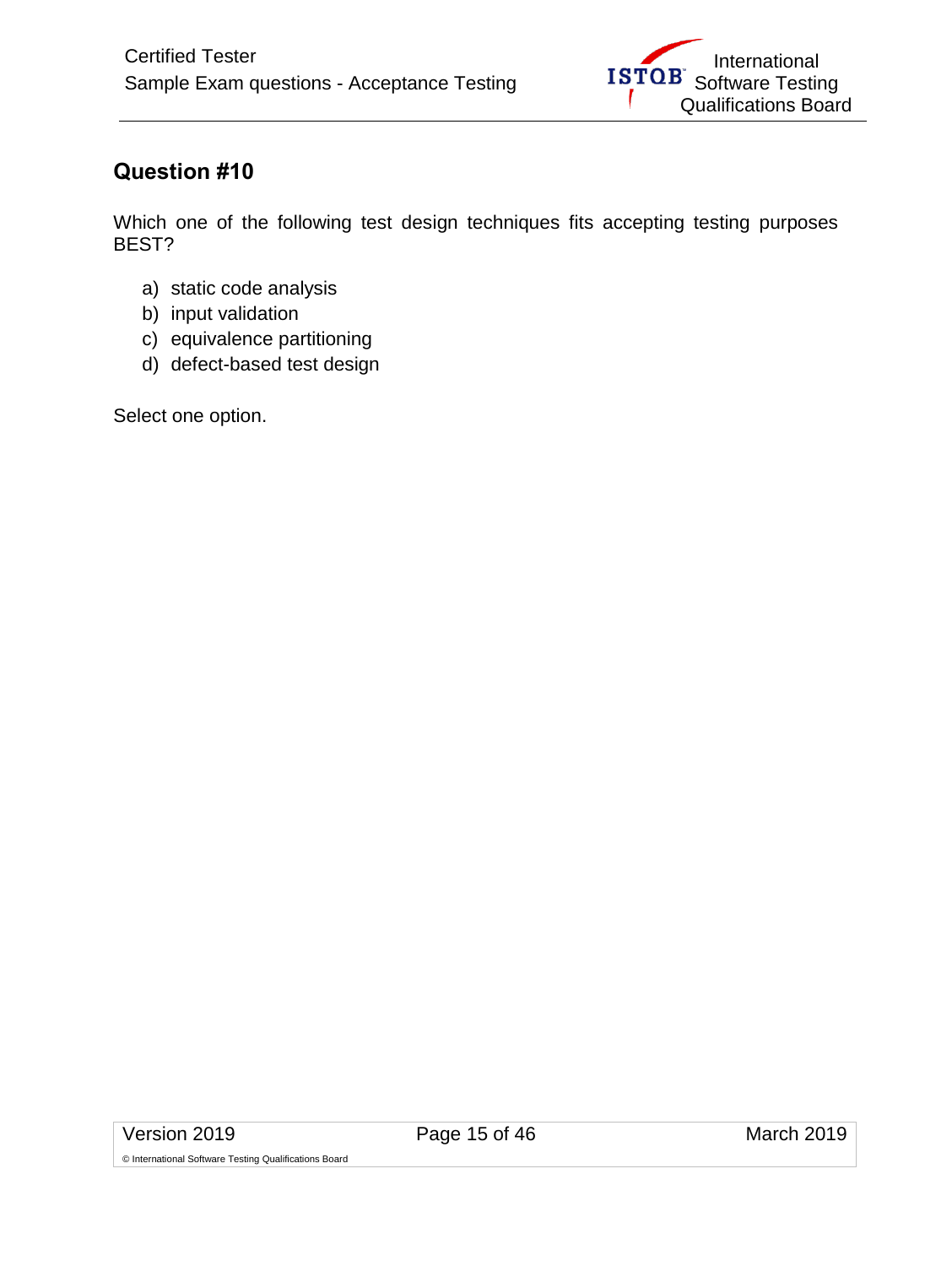## Question #10

Which one of the following test design techniques fits accepting testing purposes BEST?

a) static code analysis
b) input validation
c) equivalence partitioning
d) defect-based test design

Select one option.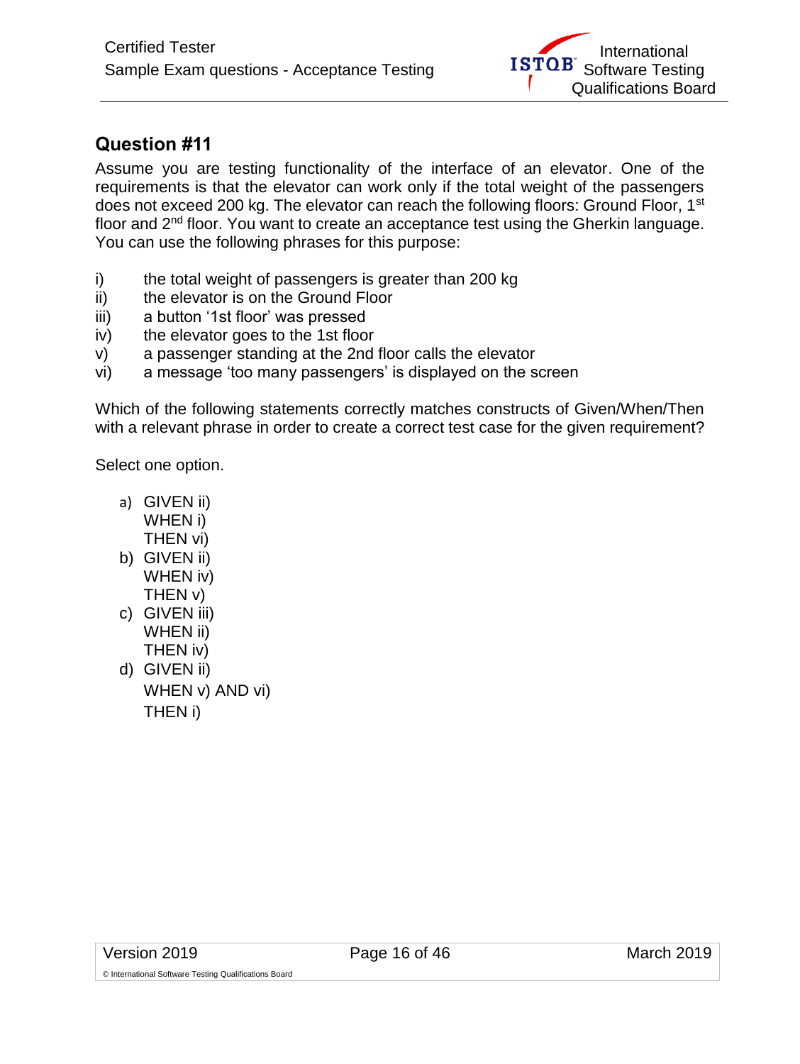## Question #11

Assume you are testing functionality of the interface of an elevator. One of the requirements is that the elevator can work only if the total weight of the passengers does not exceed 200 kg. The elevator can reach the following floors: Ground Floor, 1st floor and 2nd floor. You want to create an acceptance test using the Gherkin language. You can use the following phrases for this purpose:

i) the total weight of passengers is greater than 200 kg
ii) the elevator is on the Ground Floor
iii) a button '1st floor' was pressed
iv) the elevator goes to the 1st floor
v) a passenger standing at the 2nd floor calls the elevator
vi) a message 'too many passengers' is displayed on the screen

Which of the following statements correctly matches constructs of Given/When/Then with a relevant phrase in order to create a correct test case for the given requirement?

Select one option.

a) GIVEN ii)
   WHEN i)
   THEN vi)
b) GIVEN ii)
   WHEN iv)
   THEN v)
c) GIVEN iii)
   WHEN ii)
   THEN iv)
d) GIVEN ii)
   WHEN v) AND vi)
   THEN i)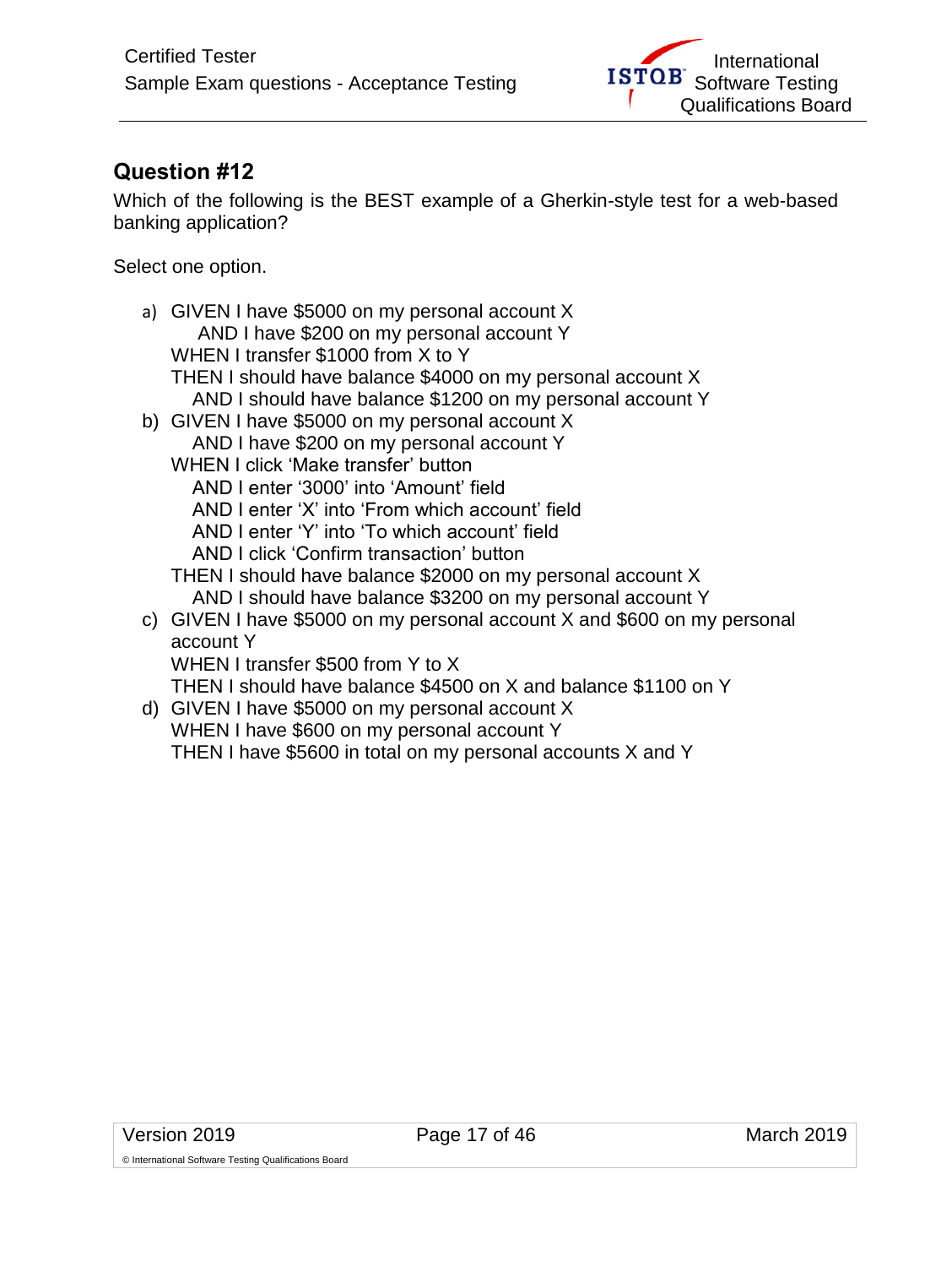## Question #12

Which of the following is the BEST example of a Gherkin-style test for a web-based banking application?

Select one option.

a) GIVEN I have $5000 on my personal account X
   AND I have $200 on my personal account Y
   WHEN I transfer $1000 from X to Y
   THEN I should have balance $4000 on my personal account X
   AND I should have balance $1200 on my personal account Y

b) GIVEN I have $5000 on my personal account X
   AND I have $200 on my personal account Y
   WHEN I click 'Make transfer' button
   AND I enter '3000' into 'Amount' field
   AND I enter 'X' into 'From which account' field
   AND I enter 'Y' into 'To which account' field
   AND I click 'Confirm transaction' button
   THEN I should have balance $2000 on my personal account X
   AND I should have balance $3200 on my personal account Y

c) GIVEN I have $5000 on my personal account X and $600 on my personal account Y
   WHEN I transfer $500 from Y to X
   THEN I should have balance $4500 on X and balance $1100 on Y

d) GIVEN I have $5000 on my personal account X
   WHEN I have $600 on my personal account Y
   THEN I have $5600 in total on my personal accounts X and Y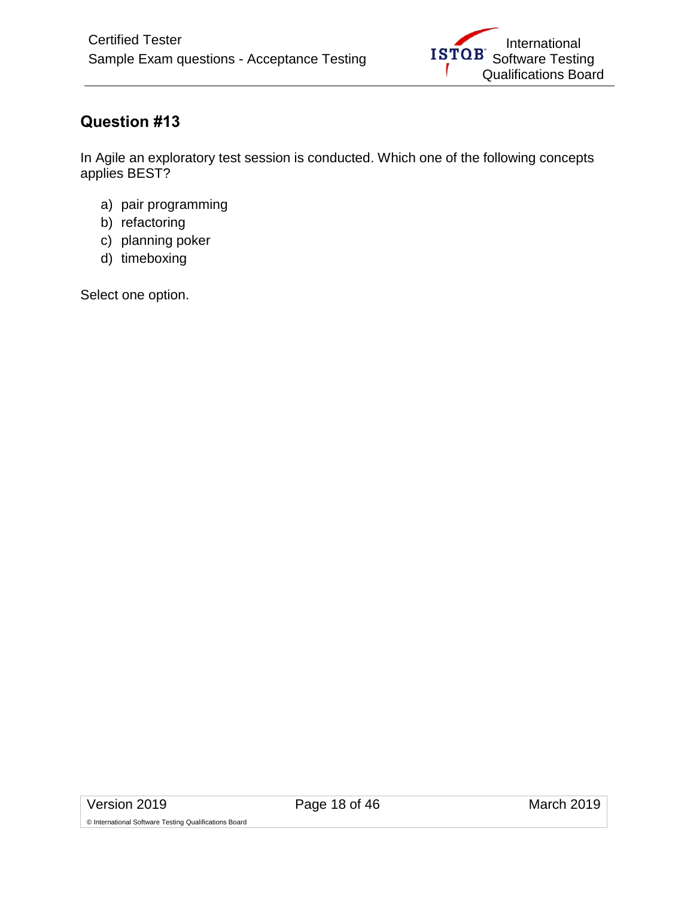## Question #13

In Agile an exploratory test session is conducted. Which one of the following concepts applies BEST?

a) pair programming
b) refactoring
c) planning poker
d) timeboxing

Select one option.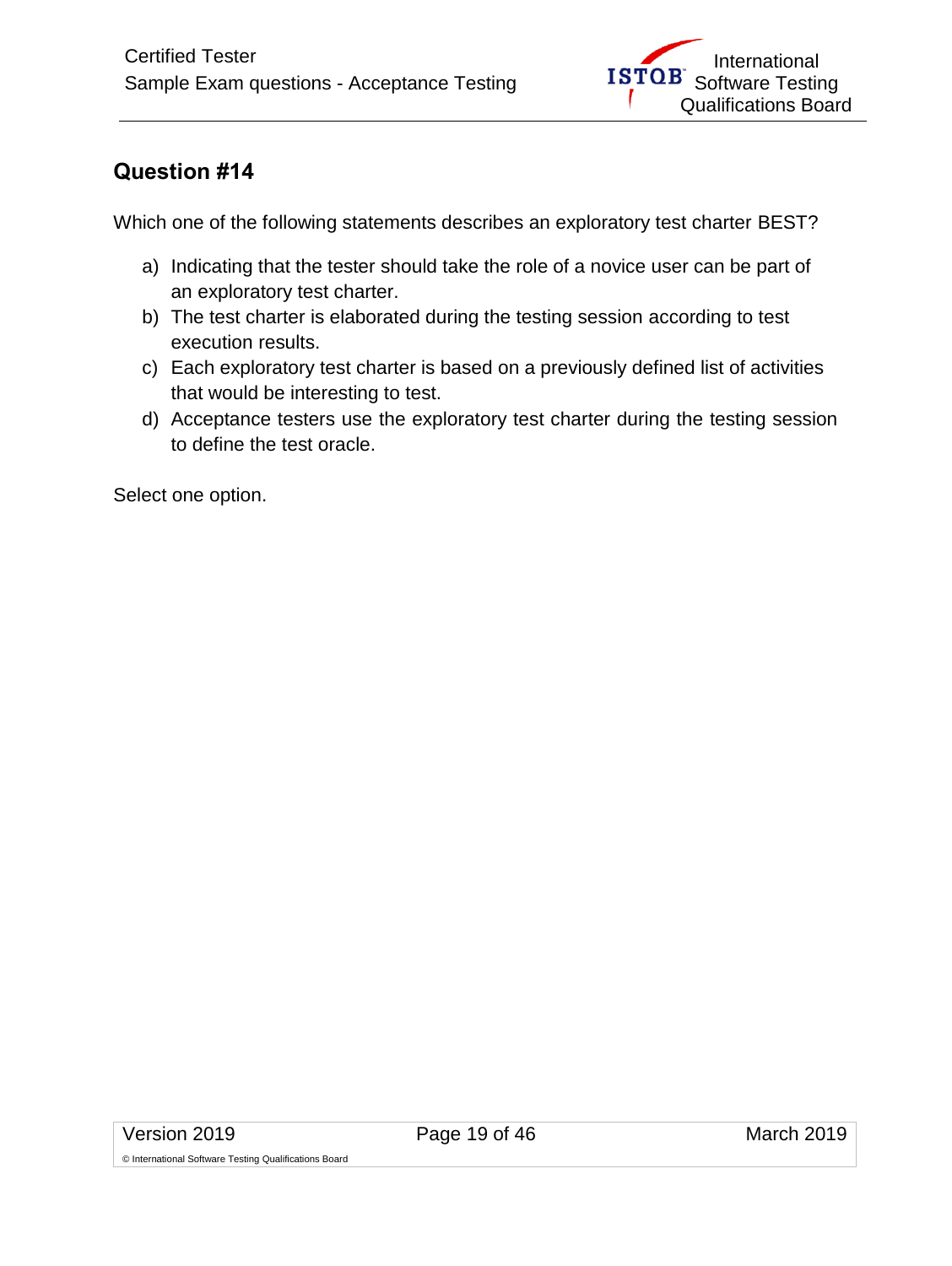## Question #14

Which one of the following statements describes an exploratory test charter BEST?

a) Indicating that the tester should take the role of a novice user can be part of an exploratory test charter.
b) The test charter is elaborated during the testing session according to test execution results.
c) Each exploratory test charter is based on a previously defined list of activities that would be interesting to test.
d) Acceptance testers use the exploratory test charter during the testing session to define the test oracle.

Select one option.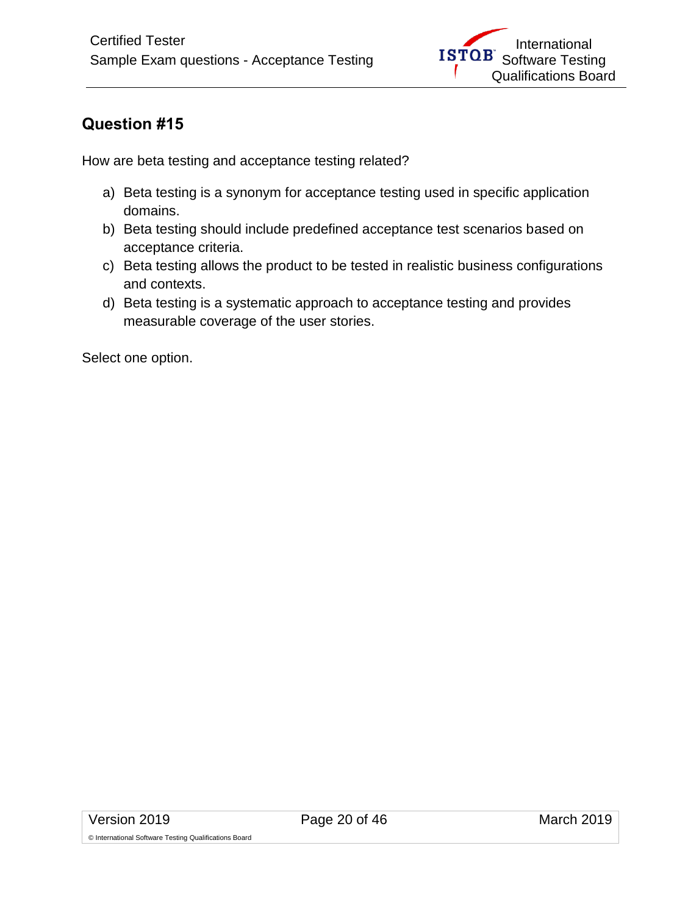## Question #15

How are beta testing and acceptance testing related?

a) Beta testing is a synonym for acceptance testing used in specific application domains.
b) Beta testing should include predefined acceptance test scenarios based on acceptance criteria.
c) Beta testing allows the product to be tested in realistic business configurations and contexts.
d) Beta testing is a systematic approach to acceptance testing and provides measurable coverage of the user stories.

Select one option.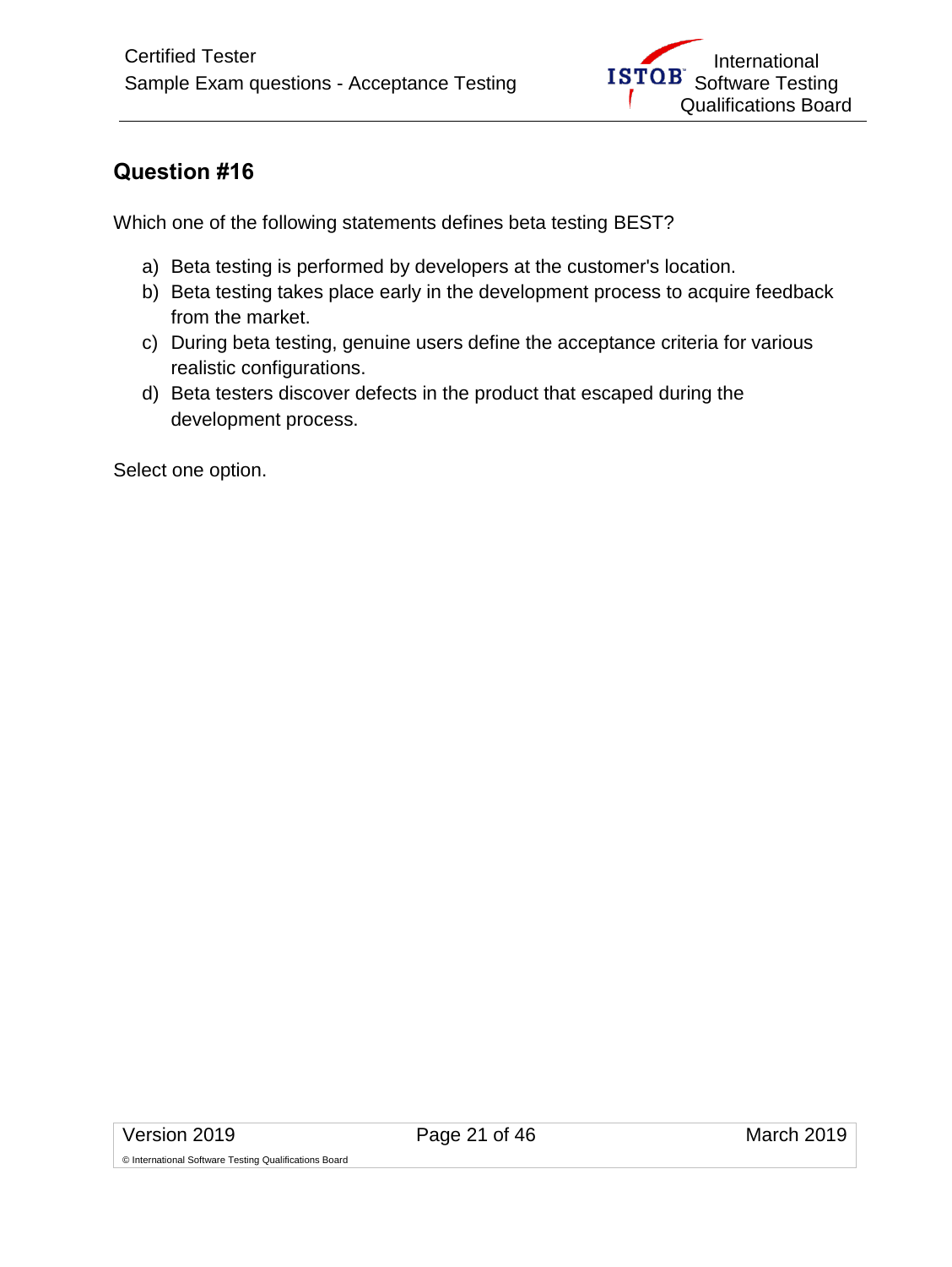## Question #16

Which one of the following statements defines beta testing BEST?

a) Beta testing is performed by developers at the customer's location.
b) Beta testing takes place early in the development process to acquire feedback from the market.
c) During beta testing, genuine users define the acceptance criteria for various realistic configurations.
d) Beta testers discover defects in the product that escaped during the development process.

Select one option.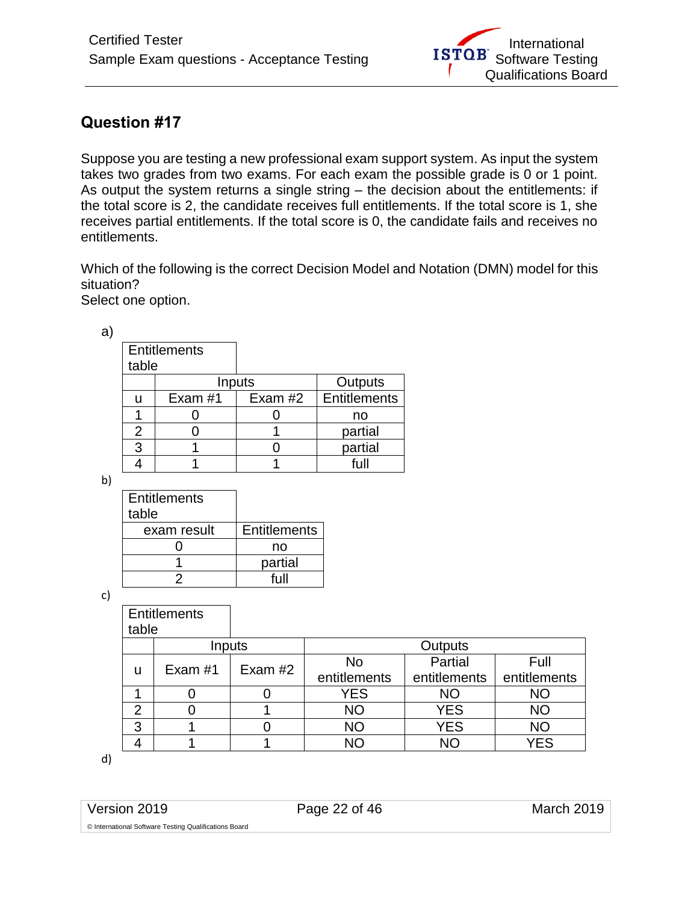## Question #17

Suppose you are testing a new professional exam support system. As input the system takes two grades from two exams. For each exam the possible grade is 0 or 1 point. As output the system returns a single string – the decision about the entitlements: if the total score is 2, the candidate receives full entitlements. If the total score is 1, she receives partial entitlements. If the total score is 0, the candidate fails and receives no entitlements.

Which of the following is the correct Decision Model and Notation (DMN) model for this situation?
Select one option.

a)

| Entitlements table | | | |
|---|---|---|---|
| | Inputs | | Outputs |
| u | Exam #1 | Exam #2 | Entitlements |
| 1 | 0 | 0 | no |
| 2 | 0 | 1 | partial |
| 3 | 1 | 0 | partial |
| 4 | 1 | 1 | full |

b)

| Entitlements table | |
|---|---|
| exam result | Entitlements |
| 0 | no |
| 1 | partial |
| 2 | full |

c)

| Entitlements table | | | | | |
|---|---|---|---|---|---|
| | Inputs | | Outputs | | |
| u | Exam #1 | Exam #2 | No entitlements | Partial entitlements | Full entitlements |
| 1 | 0 | 0 | YES | NO | NO |
| 2 | 0 | 1 | NO | YES | NO |
| 3 | 1 | 0 | NO | YES | NO |
| 4 | 1 | 1 | NO | NO | YES |

d)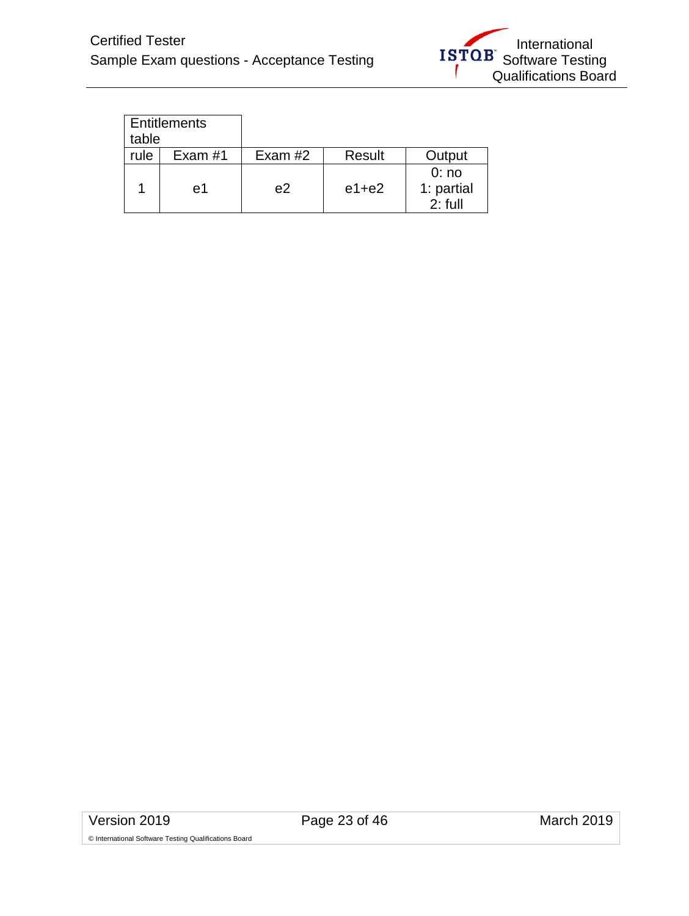| Entitlements table | | | | |
|---|---|---|---|---|
| rule | Exam #1 | Exam #2 | Result | Output |
| 1 | e1 | e2 | e1+e2 | 0: no<br>1: partial<br>2: full |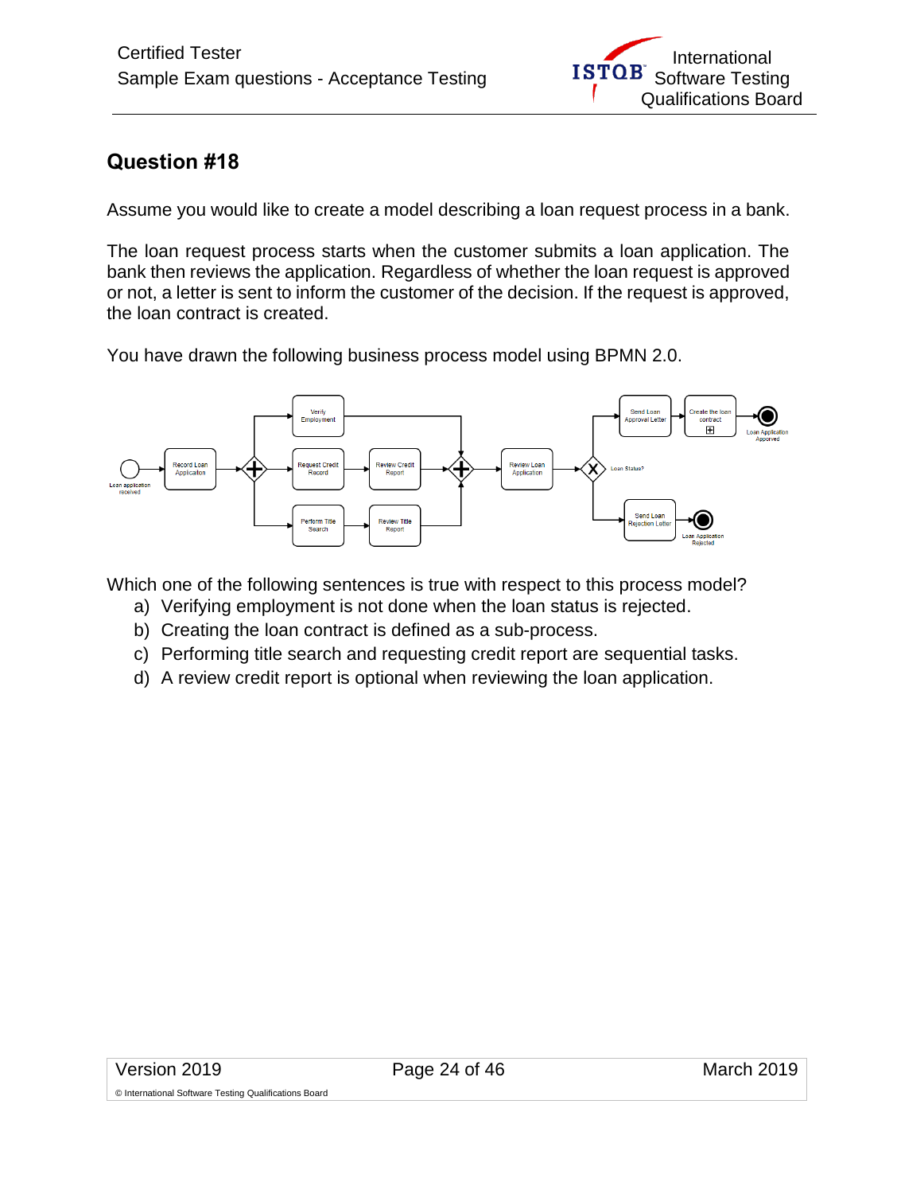## Question #18

Assume you would like to create a model describing a loan request process in a bank.

The loan request process starts when the customer submits a loan application. The bank then reviews the application. Regardless of whether the loan request is approved or not, a letter is sent to inform the customer of the decision. If the request is approved, the loan contract is created.

You have drawn the following business process model using BPMN 2.0.

Which one of the following sentences is true with respect to this process model?

a) Verifying employment is not done when the loan status is rejected.
b) Creating the loan contract is defined as a sub-process.
c) Performing title search and requesting credit report are sequential tasks.
d) A review credit report is optional when reviewing the loan application.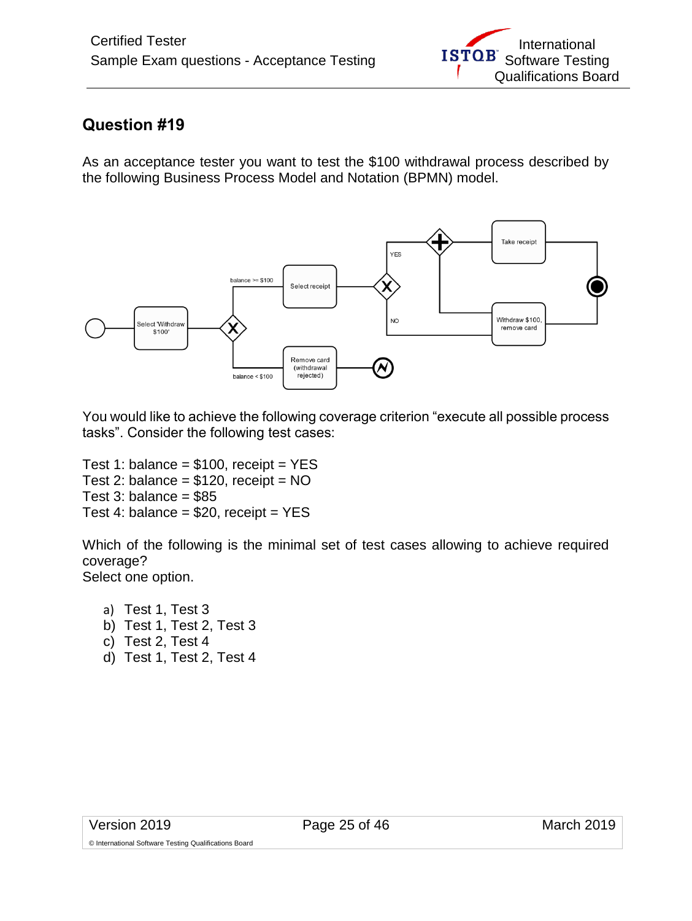## Question #19

As an acceptance tester you want to test the $100 withdrawal process described by the following Business Process Model and Notation (BPMN) model.

You would like to achieve the following coverage criterion "execute all possible process tasks". Consider the following test cases:

Test 1: balance = $100, receipt = YES
Test 2: balance = $120, receipt = NO
Test 3: balance = $85
Test 4: balance = $20, receipt = YES

Which of the following is the minimal set of test cases allowing to achieve required coverage?
Select one option.

a) Test 1, Test 3
b) Test 1, Test 2, Test 3
c) Test 2, Test 4
d) Test 1, Test 2, Test 4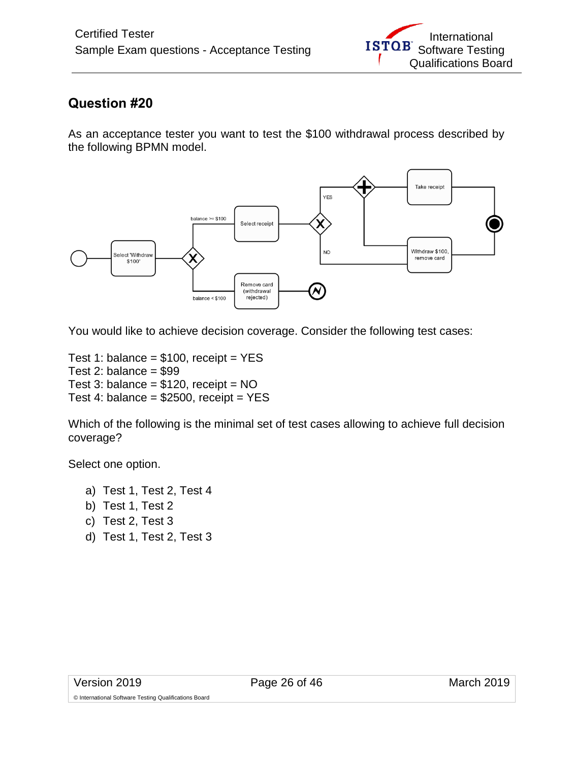## Question #20

As an acceptance tester you want to test the $100 withdrawal process described by the following BPMN model.

You would like to achieve decision coverage. Consider the following test cases:

Test 1: balance = $100, receipt = YES
Test 2: balance = $99
Test 3: balance = $120, receipt = NO
Test 4: balance = $2500, receipt = YES

Which of the following is the minimal set of test cases allowing to achieve full decision coverage?

Select one option.

a) Test 1, Test 2, Test 4
b) Test 1, Test 2
c) Test 2, Test 3
d) Test 1, Test 2, Test 3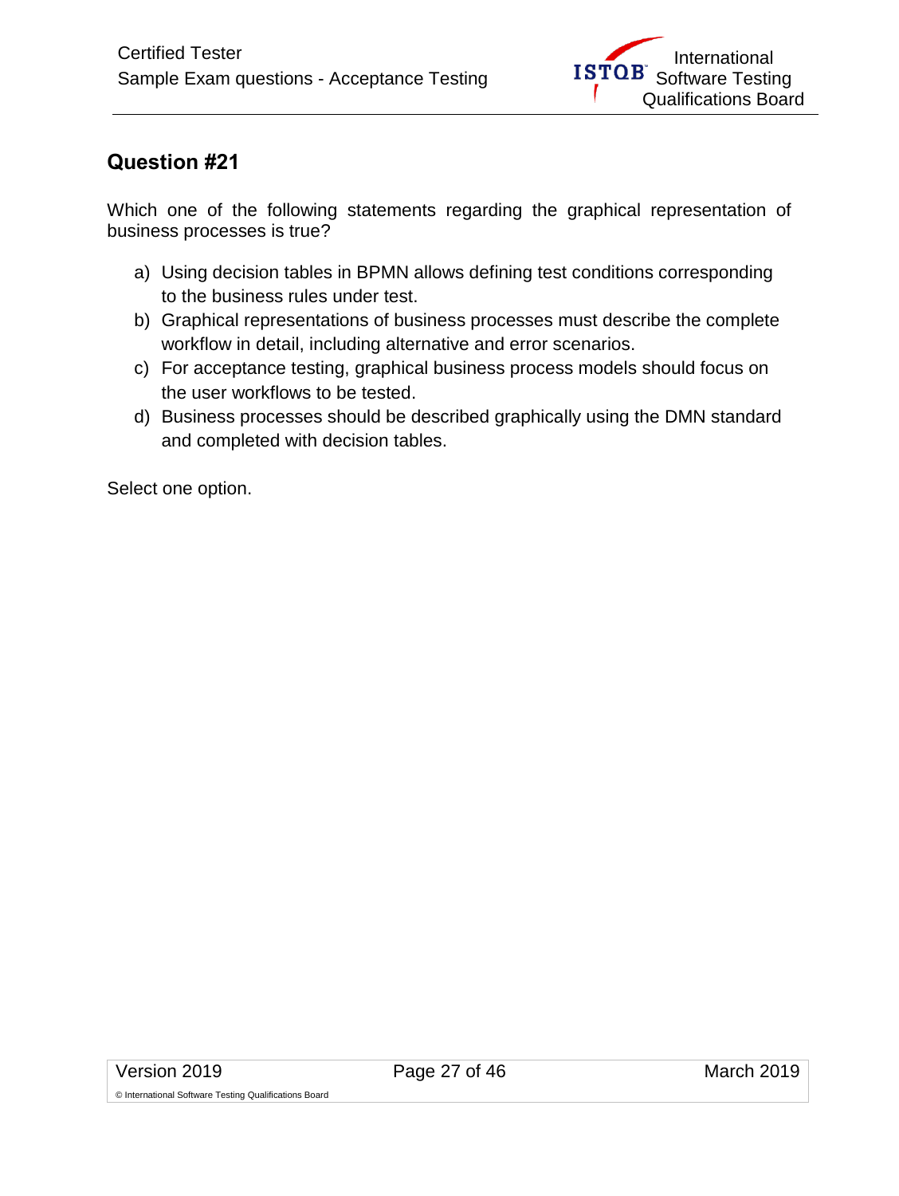## Question #21

Which one of the following statements regarding the graphical representation of business processes is true?

a) Using decision tables in BPMN allows defining test conditions corresponding to the business rules under test.
b) Graphical representations of business processes must describe the complete workflow in detail, including alternative and error scenarios.
c) For acceptance testing, graphical business process models should focus on the user workflows to be tested.
d) Business processes should be described graphically using the DMN standard and completed with decision tables.

Select one option.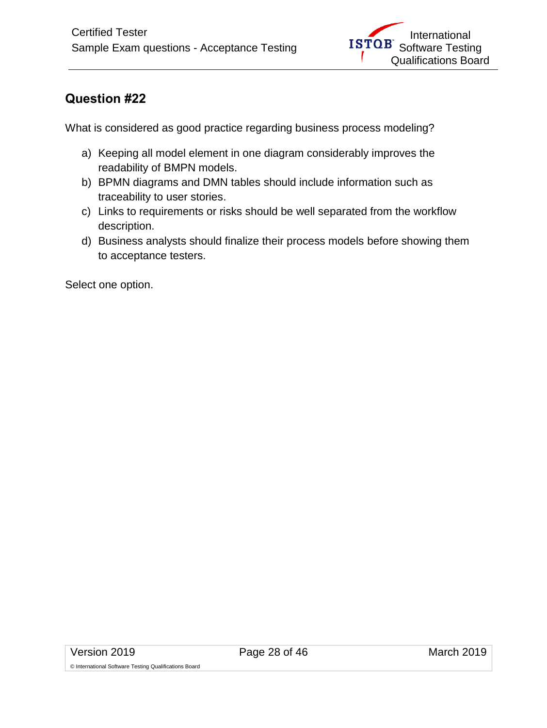## Question #22

What is considered as good practice regarding business process modeling?

a) Keeping all model element in one diagram considerably improves the readability of BMPN models.
b) BPMN diagrams and DMN tables should include information such as traceability to user stories.
c) Links to requirements or risks should be well separated from the workflow description.
d) Business analysts should finalize their process models before showing them to acceptance testers.

Select one option.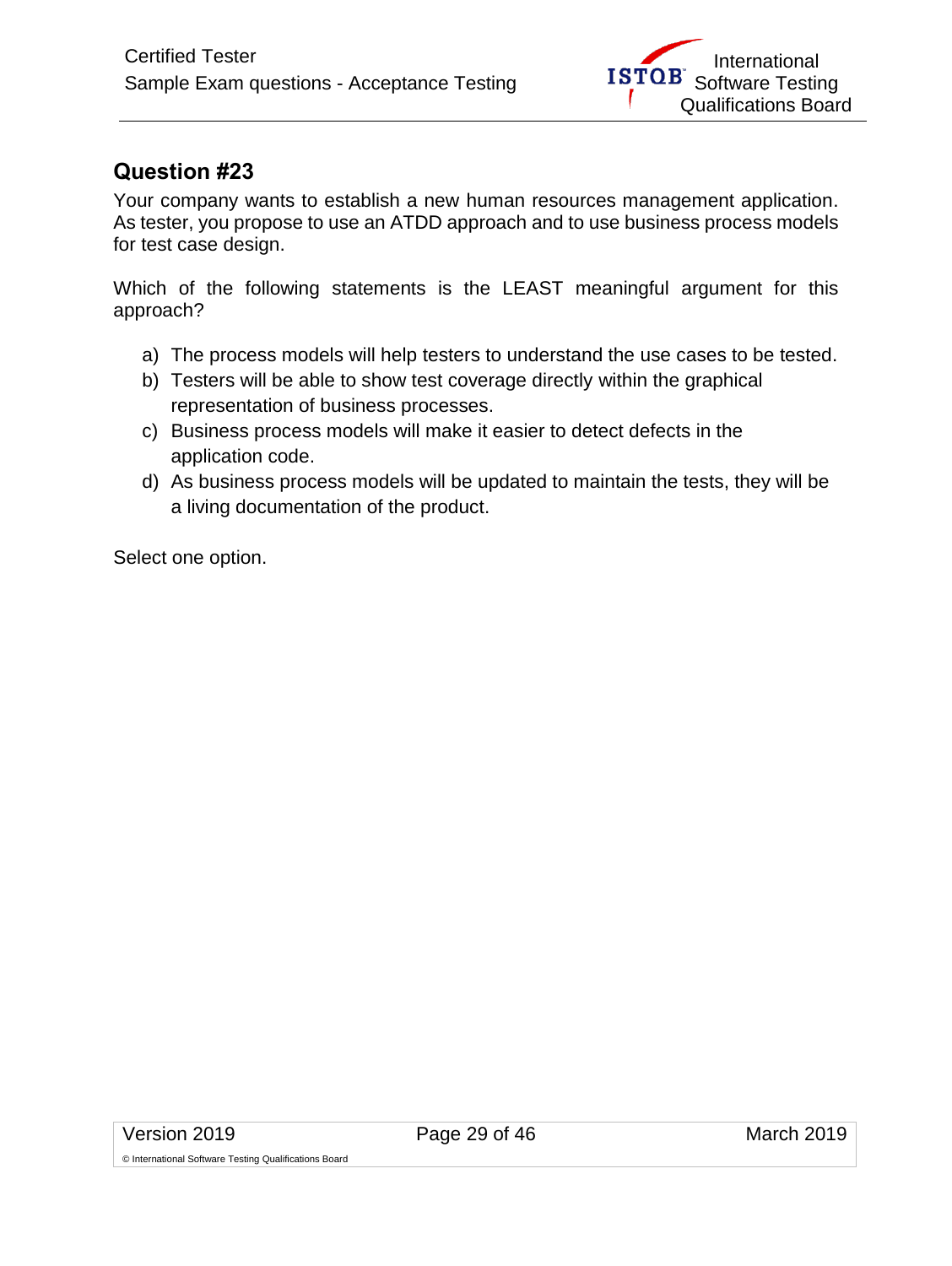## Question #23

Your company wants to establish a new human resources management application. As tester, you propose to use an ATDD approach and to use business process models for test case design.

Which of the following statements is the LEAST meaningful argument for this approach?

a) The process models will help testers to understand the use cases to be tested.
b) Testers will be able to show test coverage directly within the graphical representation of business processes.
c) Business process models will make it easier to detect defects in the application code.
d) As business process models will be updated to maintain the tests, they will be a living documentation of the product.

Select one option.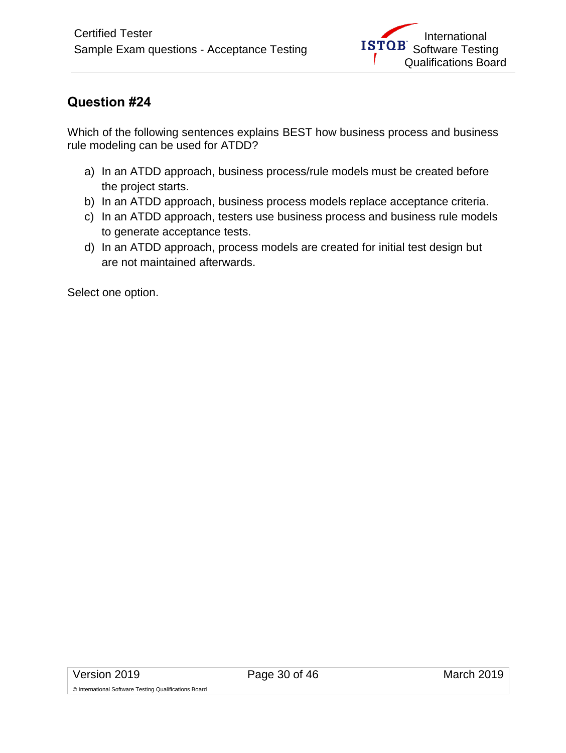## Question #24

Which of the following sentences explains BEST how business process and business rule modeling can be used for ATDD?

a) In an ATDD approach, business process/rule models must be created before the project starts.
b) In an ATDD approach, business process models replace acceptance criteria.
c) In an ATDD approach, testers use business process and business rule models to generate acceptance tests.
d) In an ATDD approach, process models are created for initial test design but are not maintained afterwards.

Select one option.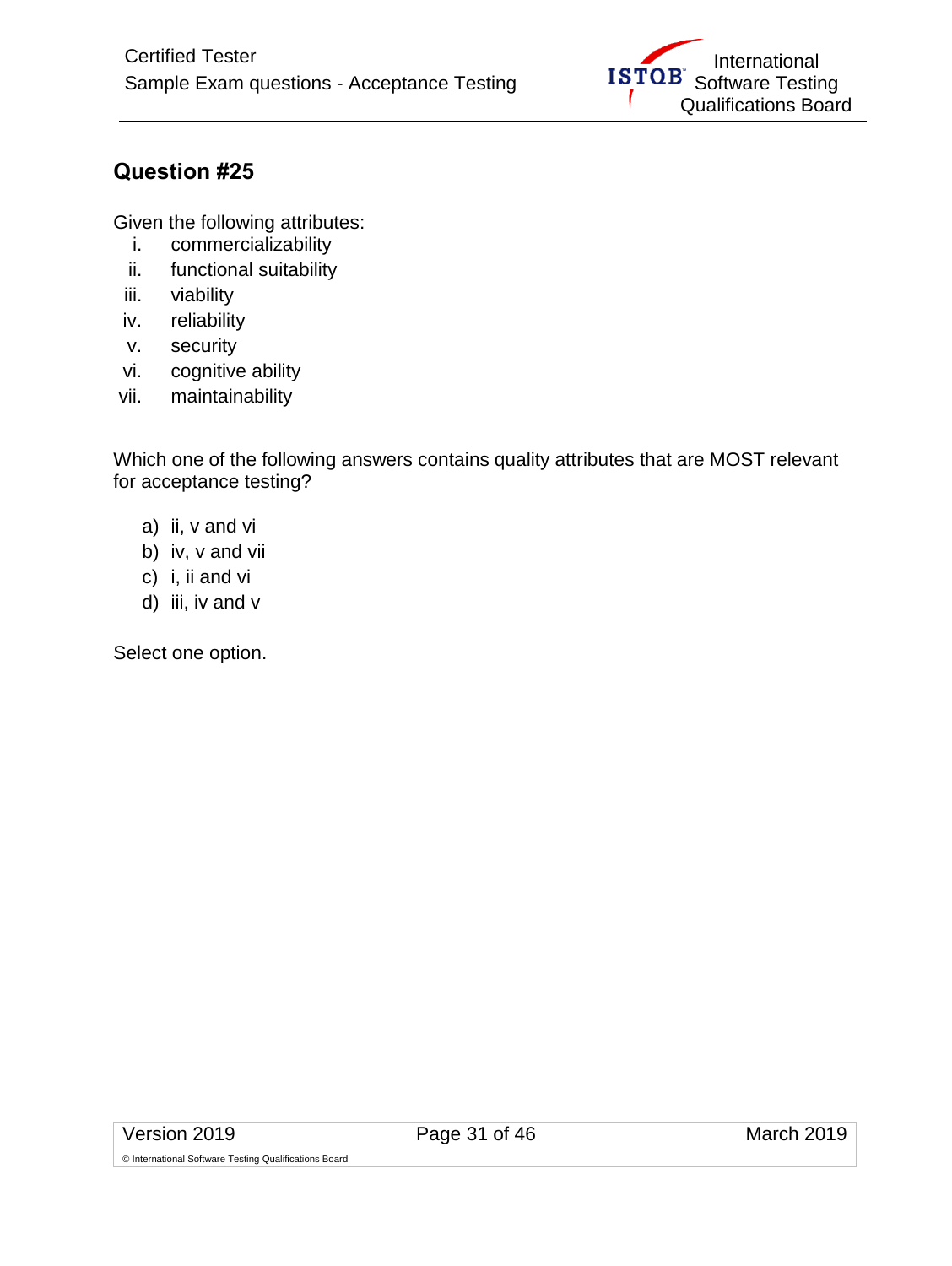## Question #25

Given the following attributes:

i. commercializability
ii. functional suitability
iii. viability
iv. reliability
v. security
vi. cognitive ability
vii. maintainability

Which one of the following answers contains quality attributes that are MOST relevant for acceptance testing?

a) ii, v and vi
b) iv, v and vii
c) i, ii and vi
d) iii, iv and v

Select one option.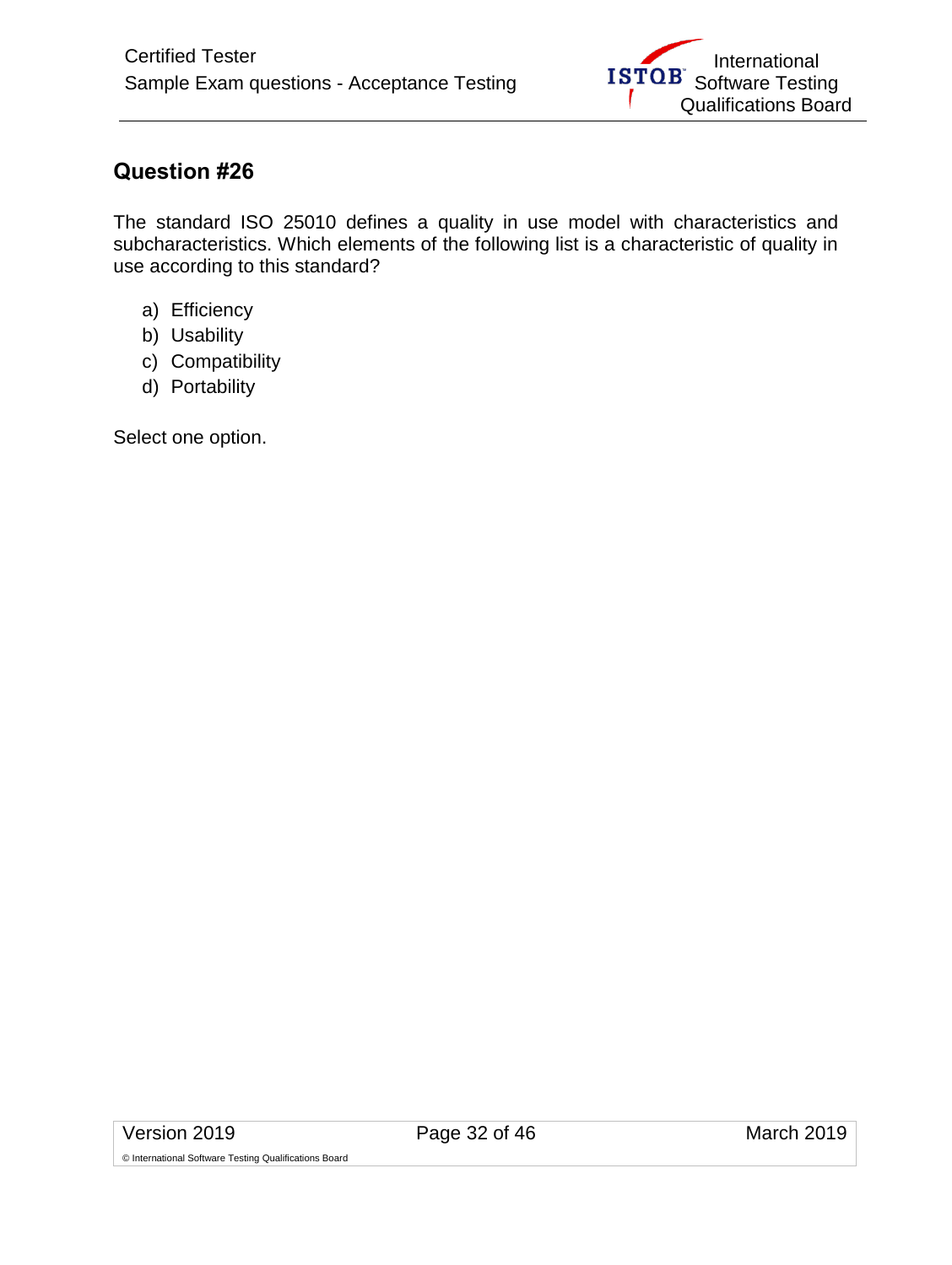## Question #26

The standard ISO 25010 defines a quality in use model with characteristics and subcharacteristics. Which elements of the following list is a characteristic of quality in use according to this standard?

a) Efficiency
b) Usability
c) Compatibility
d) Portability

Select one option.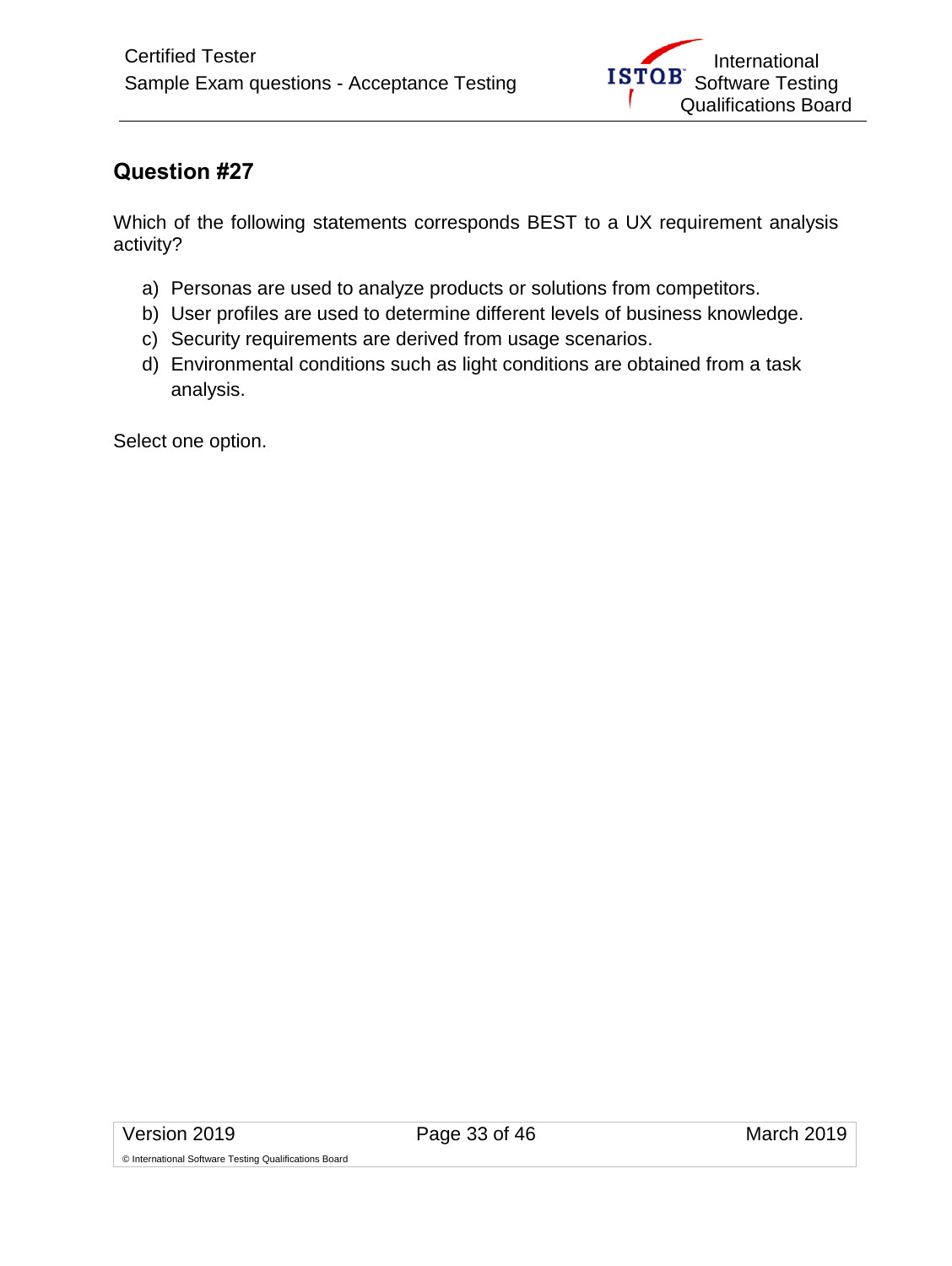## Question #27

Which of the following statements corresponds BEST to a UX requirement analysis activity?

a) Personas are used to analyze products or solutions from competitors.
b) User profiles are used to determine different levels of business knowledge.
c) Security requirements are derived from usage scenarios.
d) Environmental conditions such as light conditions are obtained from a task analysis.

Select one option.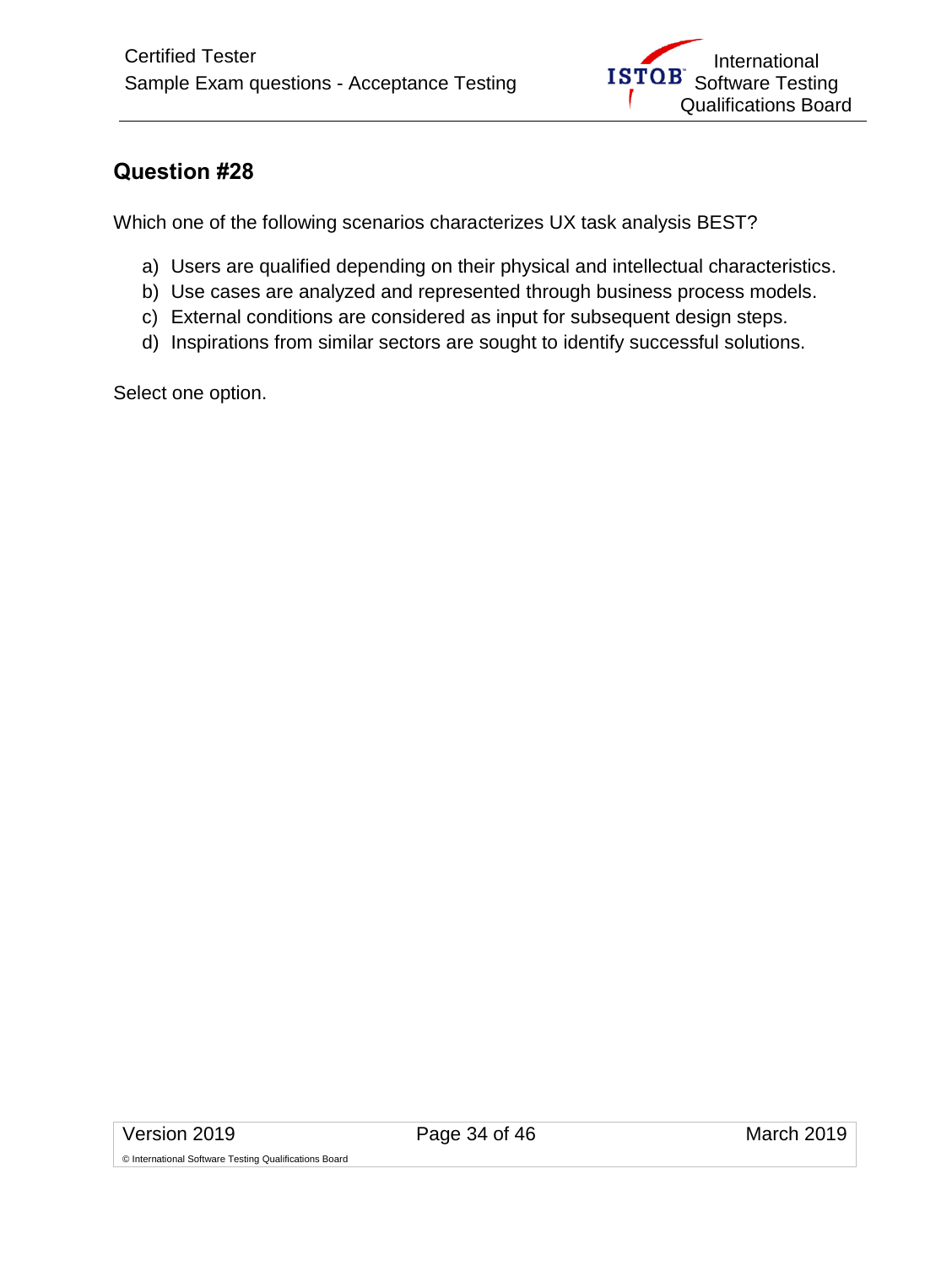## Question #28

Which one of the following scenarios characterizes UX task analysis BEST?

a) Users are qualified depending on their physical and intellectual characteristics.
b) Use cases are analyzed and represented through business process models.
c) External conditions are considered as input for subsequent design steps.
d) Inspirations from similar sectors are sought to identify successful solutions.

Select one option.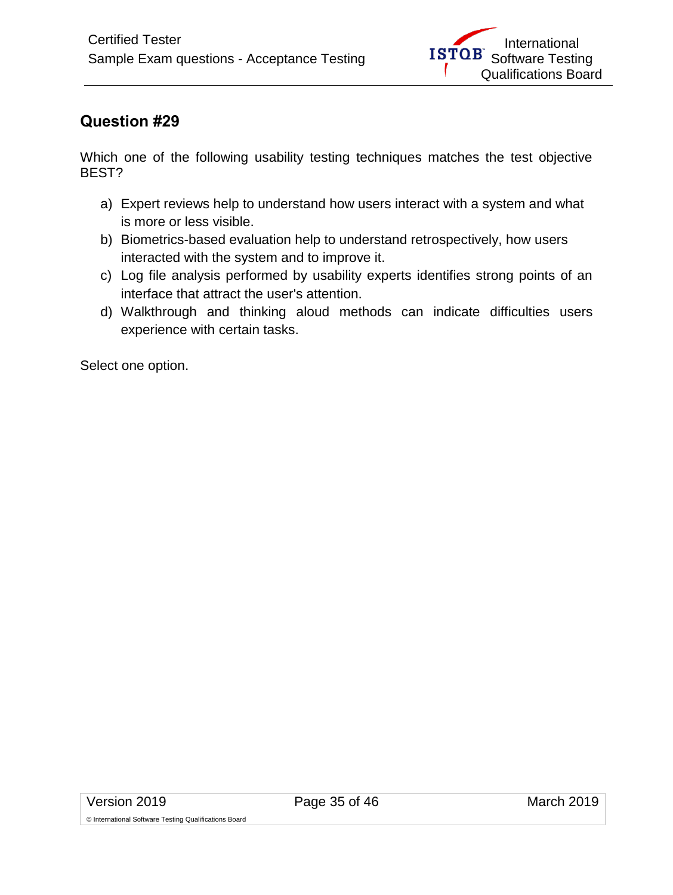## Question #29

Which one of the following usability testing techniques matches the test objective BEST?

a) Expert reviews help to understand how users interact with a system and what is more or less visible.
b) Biometrics-based evaluation help to understand retrospectively, how users interacted with the system and to improve it.
c) Log file analysis performed by usability experts identifies strong points of an interface that attract the user's attention.
d) Walkthrough and thinking aloud methods can indicate difficulties users experience with certain tasks.

Select one option.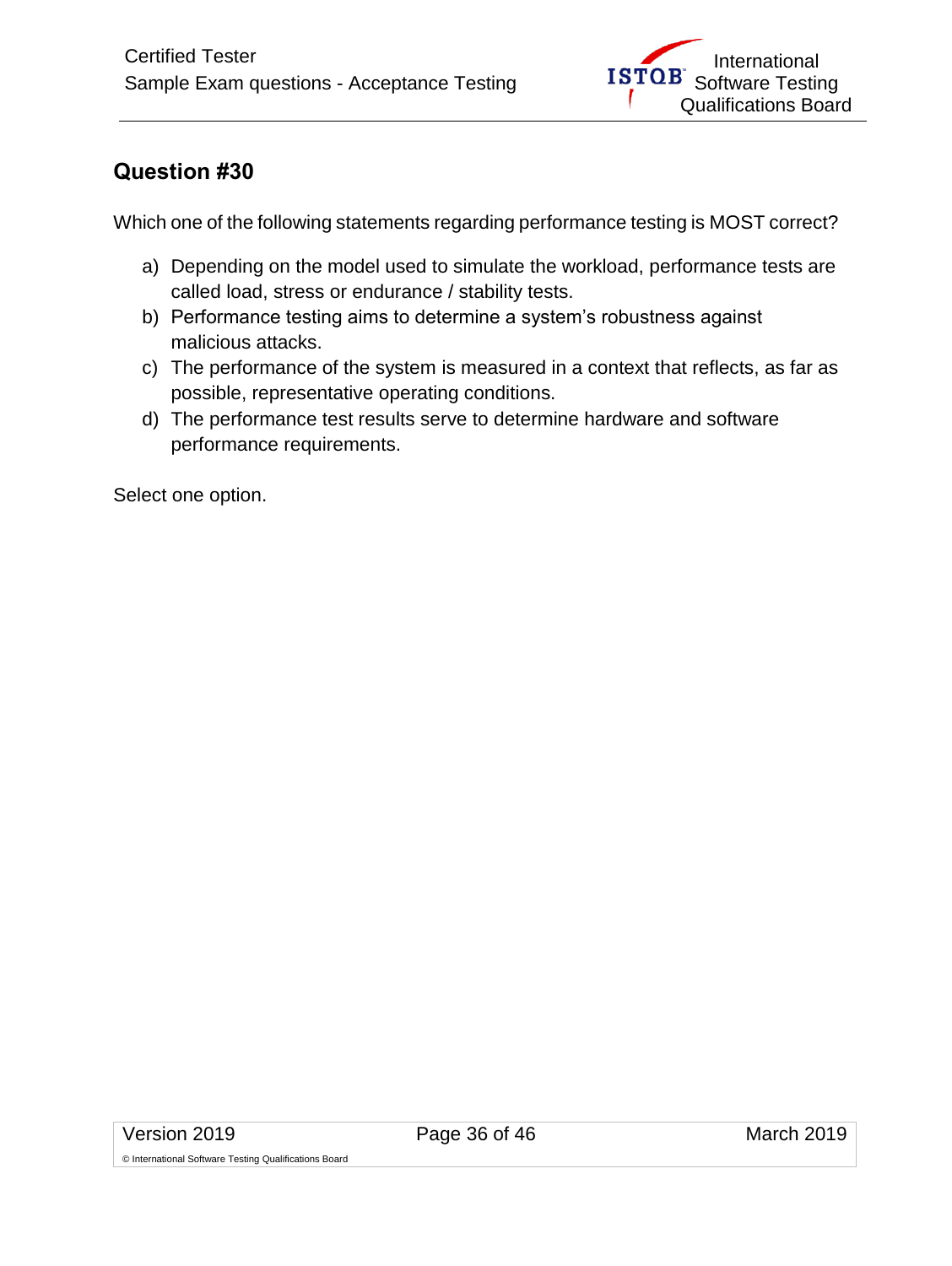## Question #30

Which one of the following statements regarding performance testing is MOST correct?

a) Depending on the model used to simulate the workload, performance tests are called load, stress or endurance / stability tests.
b) Performance testing aims to determine a system's robustness against malicious attacks.
c) The performance of the system is measured in a context that reflects, as far as possible, representative operating conditions.
d) The performance test results serve to determine hardware and software performance requirements.

Select one option.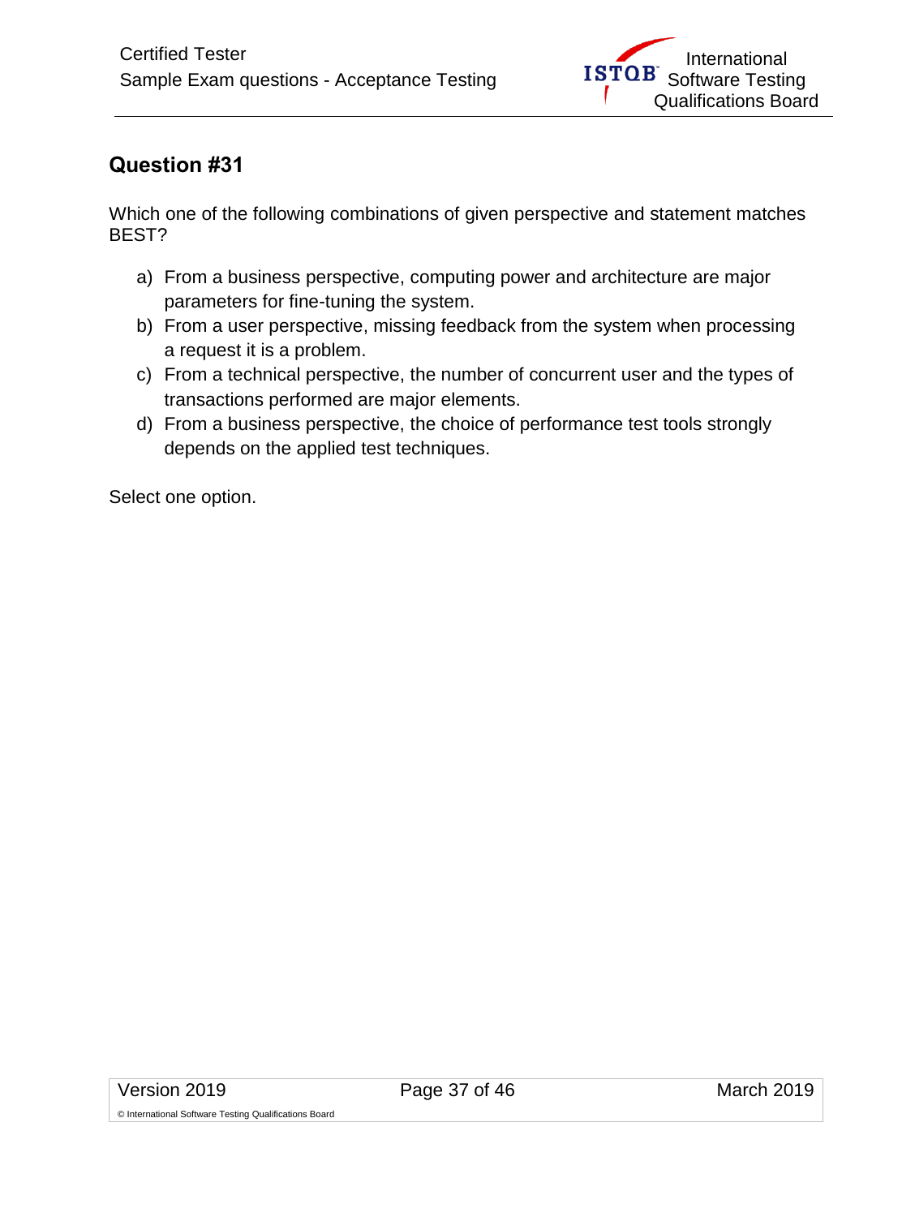## Question #31

Which one of the following combinations of given perspective and statement matches BEST?

a) From a business perspective, computing power and architecture are major parameters for fine-tuning the system.
b) From a user perspective, missing feedback from the system when processing a request it is a problem.
c) From a technical perspective, the number of concurrent user and the types of transactions performed are major elements.
d) From a business perspective, the choice of performance test tools strongly depends on the applied test techniques.

Select one option.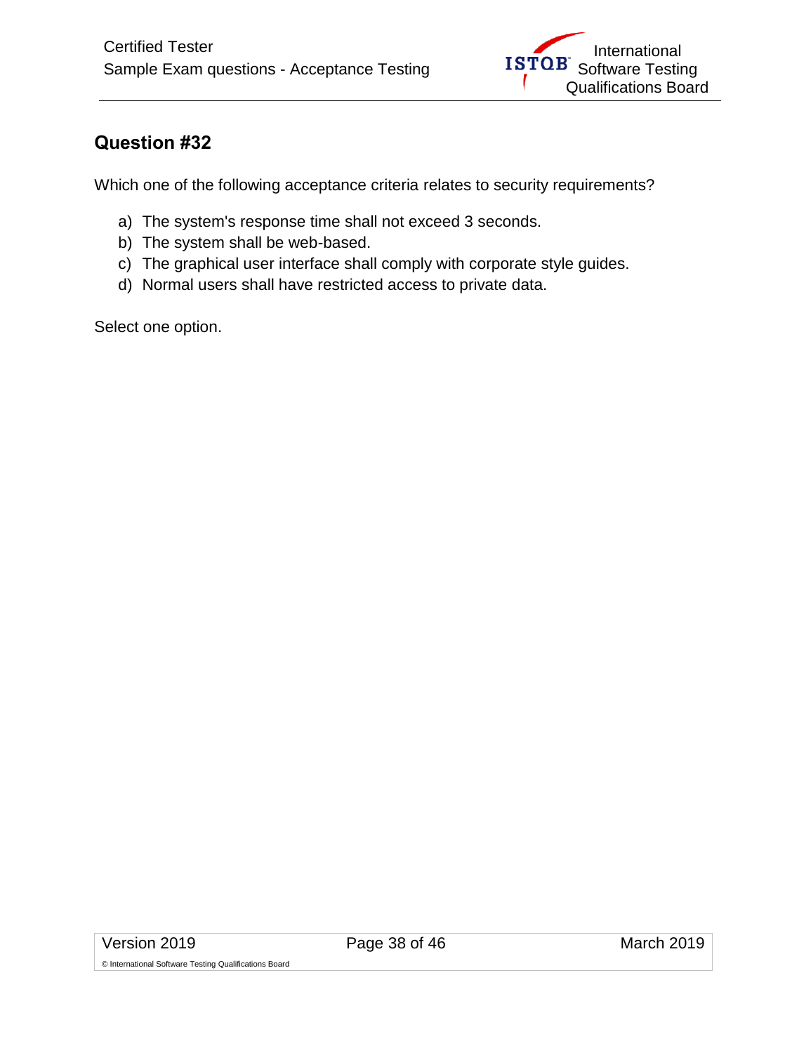## Question #32

Which one of the following acceptance criteria relates to security requirements?

a) The system's response time shall not exceed 3 seconds.
b) The system shall be web-based.
c) The graphical user interface shall comply with corporate style guides.
d) Normal users shall have restricted access to private data.

Select one option.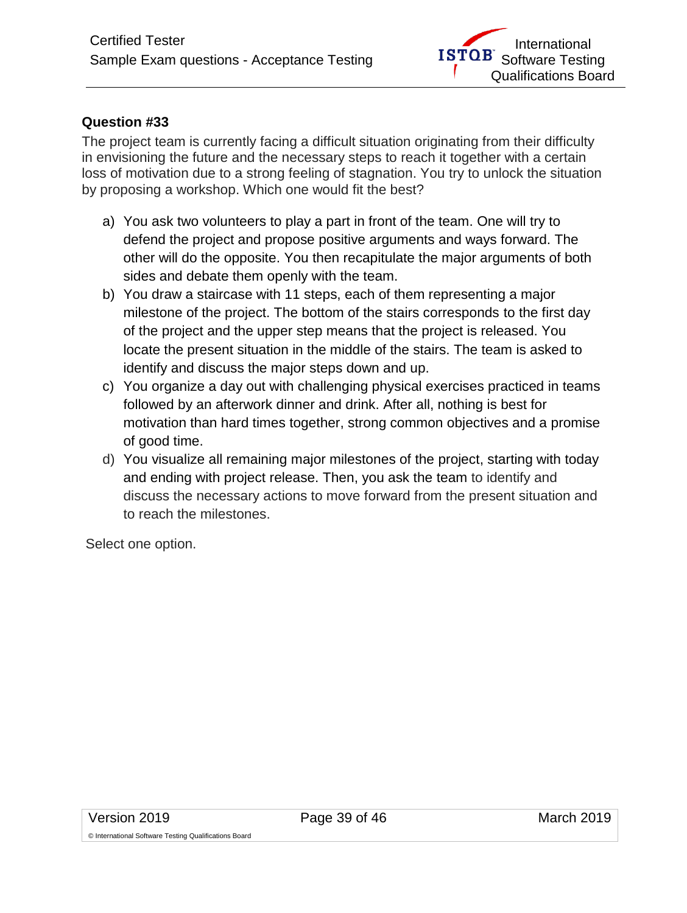**Question #33**

The project team is currently facing a difficult situation originating from their difficulty in envisioning the future and the necessary steps to reach it together with a certain loss of motivation due to a strong feeling of stagnation. You try to unlock the situation by proposing a workshop. Which one would fit the best?

a) You ask two volunteers to play a part in front of the team. One will try to defend the project and propose positive arguments and ways forward. The other will do the opposite. You then recapitulate the major arguments of both sides and debate them openly with the team.

b) You draw a staircase with 11 steps, each of them representing a major milestone of the project. The bottom of the stairs corresponds to the first day of the project and the upper step means that the project is released. You locate the present situation in the middle of the stairs. The team is asked to identify and discuss the major steps down and up.

c) You organize a day out with challenging physical exercises practiced in teams followed by an afterwork dinner and drink. After all, nothing is best for motivation than hard times together, strong common objectives and a promise of good time.

d) You visualize all remaining major milestones of the project, starting with today and ending with project release. Then, you ask the team to identify and discuss the necessary actions to move forward from the present situation and to reach the milestones.

Select one option.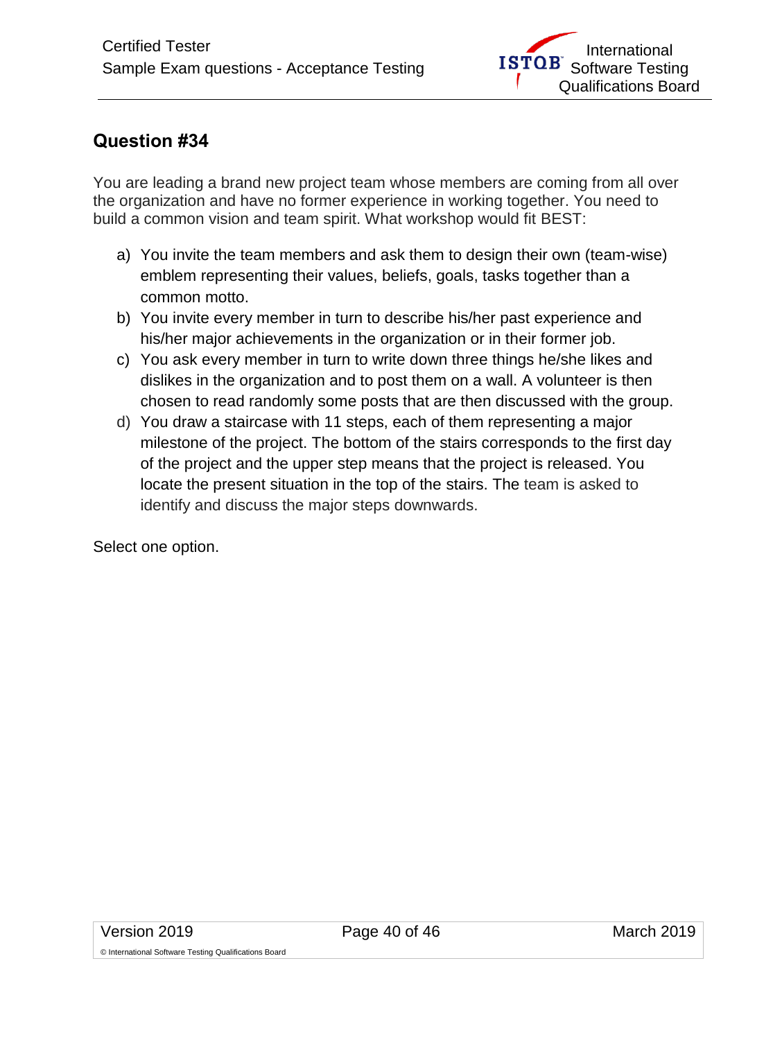## Question #34

You are leading a brand new project team whose members are coming from all over the organization and have no former experience in working together. You need to build a common vision and team spirit. What workshop would fit BEST:

a) You invite the team members and ask them to design their own (team-wise) emblem representing their values, beliefs, goals, tasks together than a common motto.

b) You invite every member in turn to describe his/her past experience and his/her major achievements in the organization or in their former job.

c) You ask every member in turn to write down three things he/she likes and dislikes in the organization and to post them on a wall. A volunteer is then chosen to read randomly some posts that are then discussed with the group.

d) You draw a staircase with 11 steps, each of them representing a major milestone of the project. The bottom of the stairs corresponds to the first day of the project and the upper step means that the project is released. You locate the present situation in the top of the stairs. The team is asked to identify and discuss the major steps downwards.

Select one option.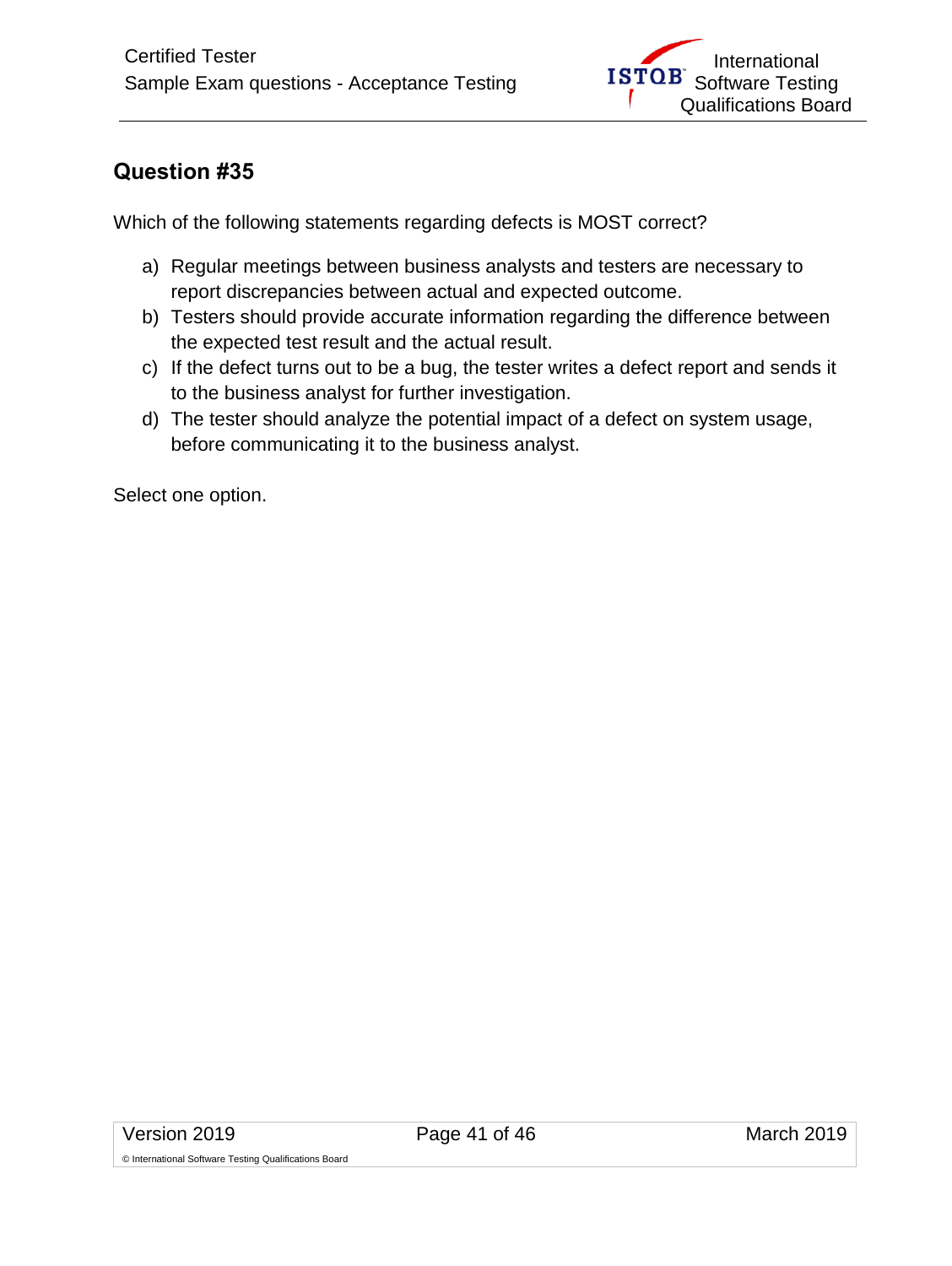## Question #35

Which of the following statements regarding defects is MOST correct?

a) Regular meetings between business analysts and testers are necessary to report discrepancies between actual and expected outcome.
b) Testers should provide accurate information regarding the difference between the expected test result and the actual result.
c) If the defect turns out to be a bug, the tester writes a defect report and sends it to the business analyst for further investigation.
d) The tester should analyze the potential impact of a defect on system usage, before communicating it to the business analyst.

Select one option.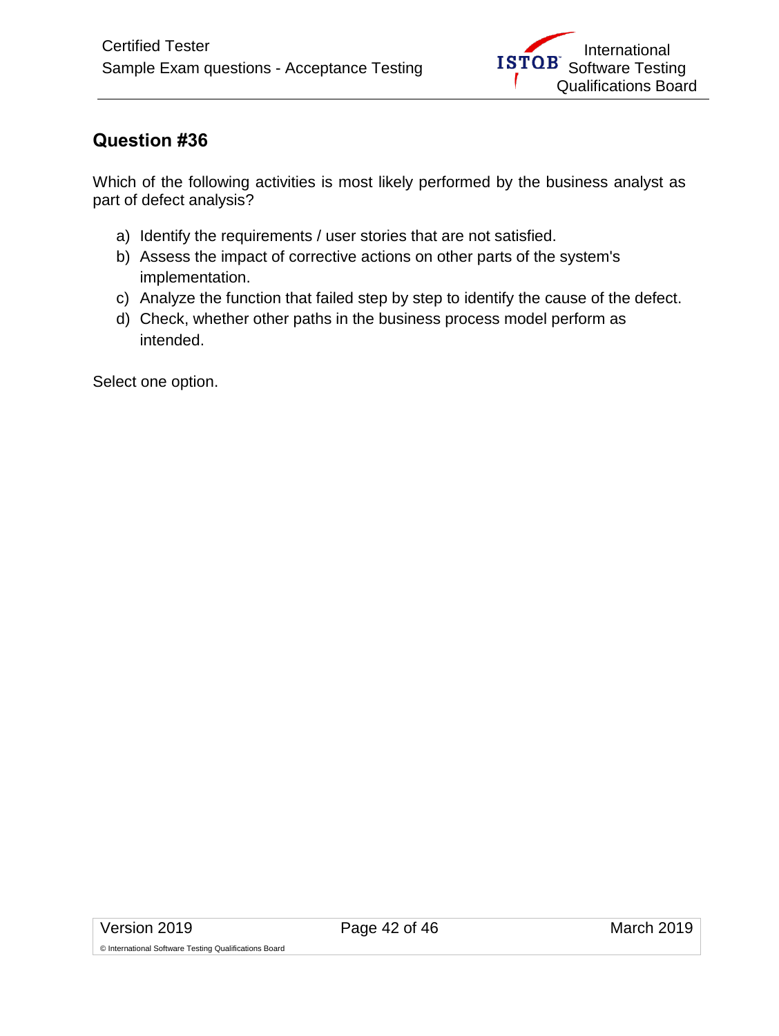## Question #36

Which of the following activities is most likely performed by the business analyst as part of defect analysis?

a) Identify the requirements / user stories that are not satisfied.
b) Assess the impact of corrective actions on other parts of the system's implementation.
c) Analyze the function that failed step by step to identify the cause of the defect.
d) Check, whether other paths in the business process model perform as intended.

Select one option.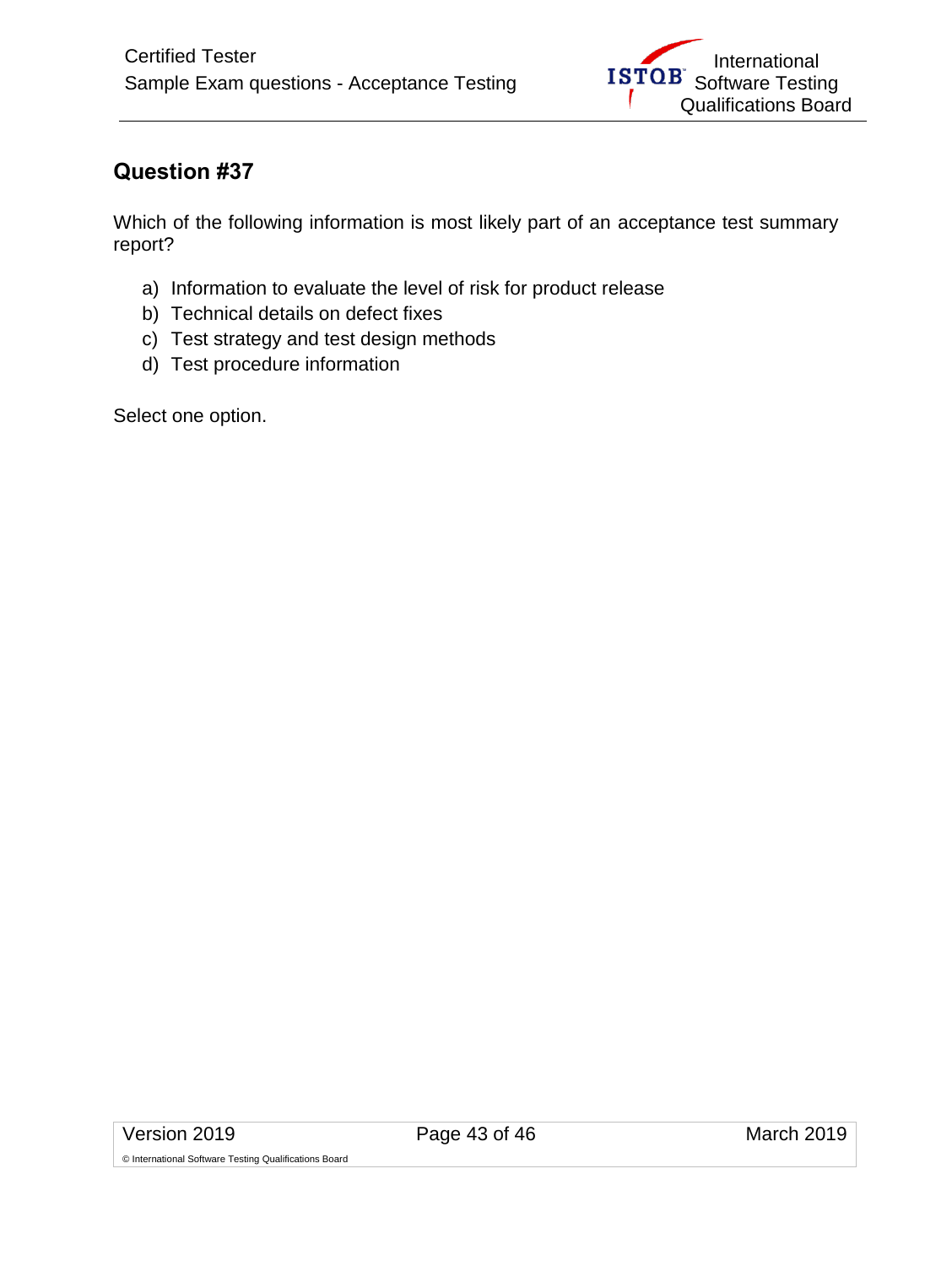## Question #37

Which of the following information is most likely part of an acceptance test summary report?

a) Information to evaluate the level of risk for product release
b) Technical details on defect fixes
c) Test strategy and test design methods
d) Test procedure information

Select one option.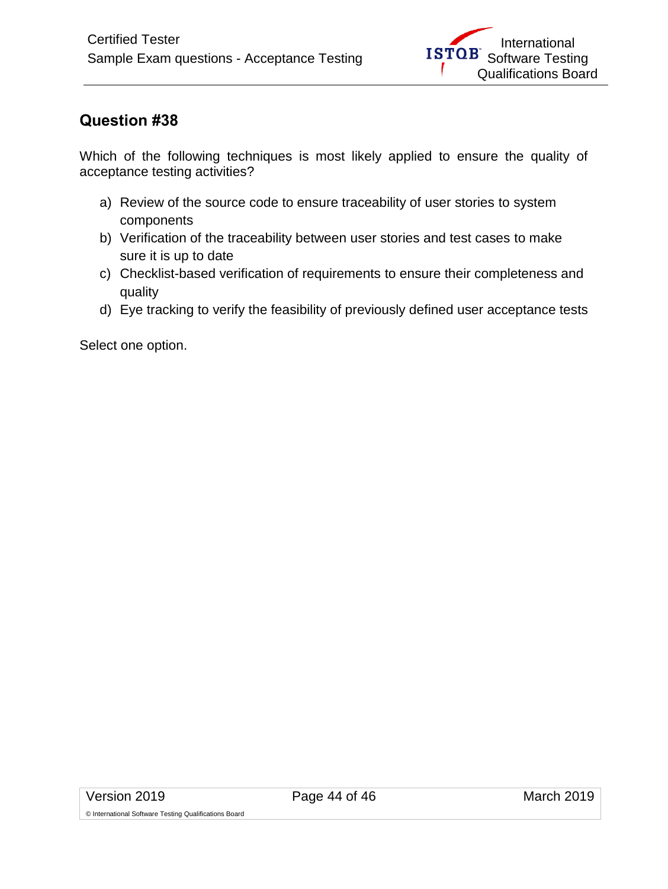## Question #38

Which of the following techniques is most likely applied to ensure the quality of acceptance testing activities?

a) Review of the source code to ensure traceability of user stories to system components
b) Verification of the traceability between user stories and test cases to make sure it is up to date
c) Checklist-based verification of requirements to ensure their completeness and quality
d) Eye tracking to verify the feasibility of previously defined user acceptance tests

Select one option.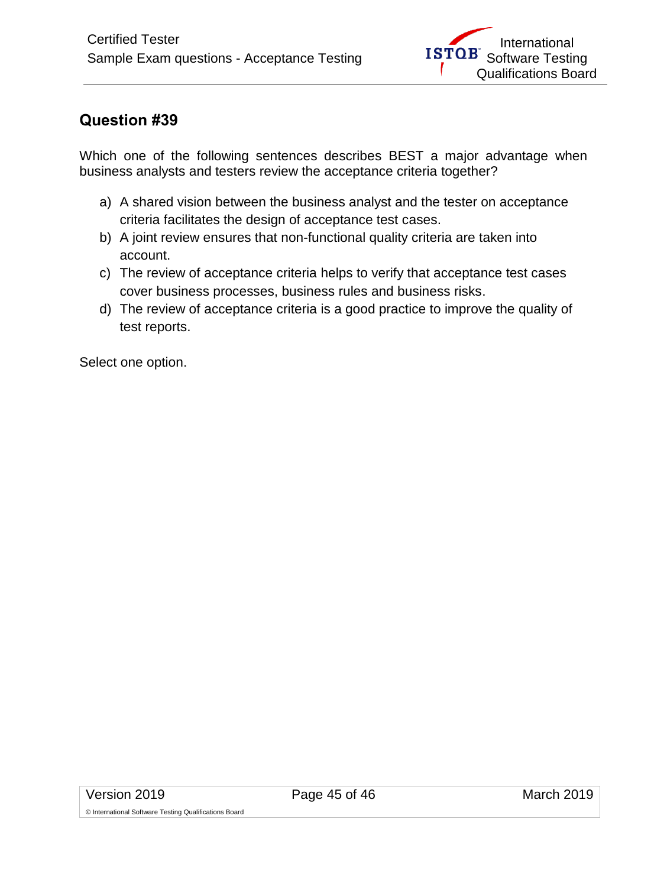## Question #39

Which one of the following sentences describes BEST a major advantage when business analysts and testers review the acceptance criteria together?

a) A shared vision between the business analyst and the tester on acceptance criteria facilitates the design of acceptance test cases.
b) A joint review ensures that non-functional quality criteria are taken into account.
c) The review of acceptance criteria helps to verify that acceptance test cases cover business processes, business rules and business risks.
d) The review of acceptance criteria is a good practice to improve the quality of test reports.

Select one option.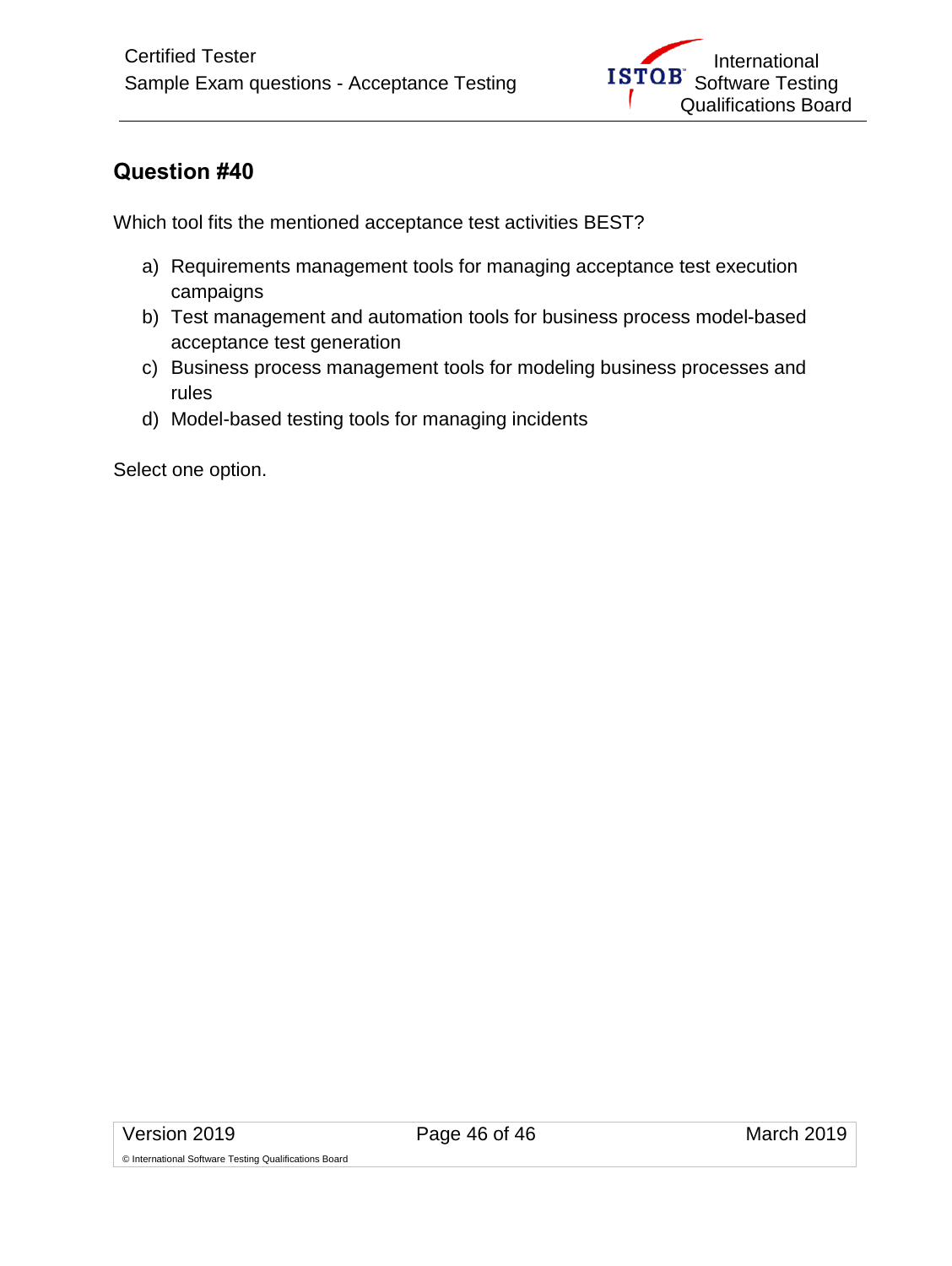## Question #40

Which tool fits the mentioned acceptance test activities BEST?

a) Requirements management tools for managing acceptance test execution campaigns
b) Test management and automation tools for business process model-based acceptance test generation
c) Business process management tools for modeling business processes and rules
d) Model-based testing tools for managing incidents

Select one option.